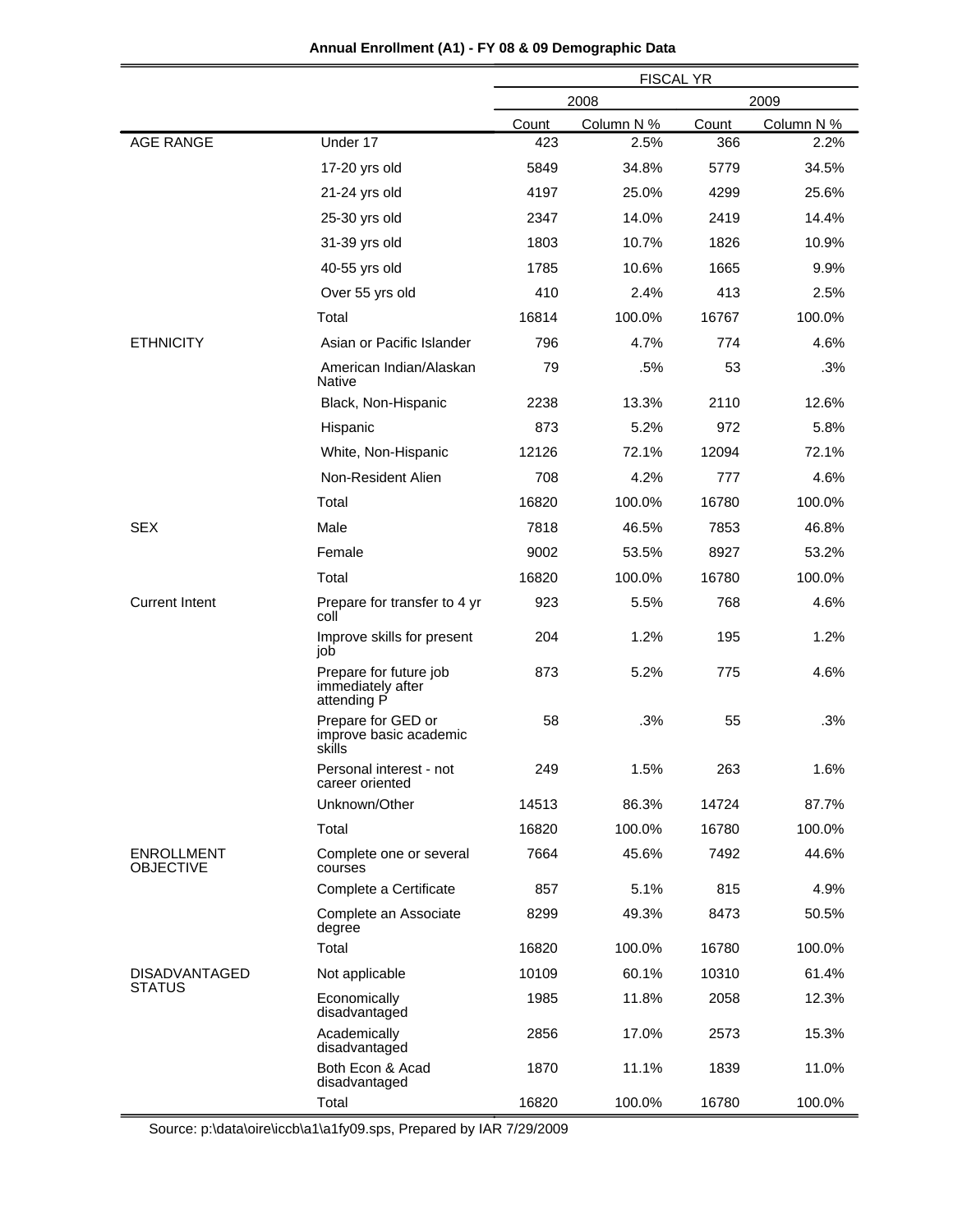**Annual Enrollment (A1) - FY 08 & 09 Demographic Data**

| | | FISCAL YR | | | |
|---|---|---|---|---|---|
| | | 2008 | | 2009 | |
| | | Count | Column N % | Count | Column N % |
| AGE RANGE | Under 17 | 423 | 2.5% | 366 | 2.2% |
| | 17-20 yrs old | 5849 | 34.8% | 5779 | 34.5% |
| | 21-24 yrs old | 4197 | 25.0% | 4299 | 25.6% |
| | 25-30 yrs old | 2347 | 14.0% | 2419 | 14.4% |
| | 31-39 yrs old | 1803 | 10.7% | 1826 | 10.9% |
| | 40-55 yrs old | 1785 | 10.6% | 1665 | 9.9% |
| | Over 55 yrs old | 410 | 2.4% | 413 | 2.5% |
| | Total | 16814 | 100.0% | 16767 | 100.0% |
| ETHNICITY | Asian or Pacific Islander | 796 | 4.7% | 774 | 4.6% |
| | American Indian/Alaskan Native | 79 | .5% | 53 | .3% |
| | Black, Non-Hispanic | 2238 | 13.3% | 2110 | 12.6% |
| | Hispanic | 873 | 5.2% | 972 | 5.8% |
| | White, Non-Hispanic | 12126 | 72.1% | 12094 | 72.1% |
| | Non-Resident Alien | 708 | 4.2% | 777 | 4.6% |
| | Total | 16820 | 100.0% | 16780 | 100.0% |
| SEX | Male | 7818 | 46.5% | 7853 | 46.8% |
| | Female | 9002 | 53.5% | 8927 | 53.2% |
| | Total | 16820 | 100.0% | 16780 | 100.0% |
| Current Intent | Prepare for transfer to 4 yr coll | 923 | 5.5% | 768 | 4.6% |
| | Improve skills for present job | 204 | 1.2% | 195 | 1.2% |
| | Prepare for future job immediately after attending P | 873 | 5.2% | 775 | 4.6% |
| | Prepare for GED or improve basic academic skills | 58 | .3% | 55 | .3% |
| | Personal interest - not career oriented | 249 | 1.5% | 263 | 1.6% |
| | Unknown/Other | 14513 | 86.3% | 14724 | 87.7% |
| | Total | 16820 | 100.0% | 16780 | 100.0% |
| ENROLLMENT OBJECTIVE | Complete one or several courses | 7664 | 45.6% | 7492 | 44.6% |
| | Complete a Certificate | 857 | 5.1% | 815 | 4.9% |
| | Complete an Associate degree | 8299 | 49.3% | 8473 | 50.5% |
| | Total | 16820 | 100.0% | 16780 | 100.0% |
| DISADVANTAGED STATUS | Not applicable | 10109 | 60.1% | 10310 | 61.4% |
| | Economically disadvantaged | 1985 | 11.8% | 2058 | 12.3% |
| | Academically disadvantaged | 2856 | 17.0% | 2573 | 15.3% |
| | Both Econ & Acad disadvantaged | 1870 | 11.1% | 1839 | 11.0% |
| | Total | 16820 | 100.0% | 16780 | 100.0% |

Source: p:\data\oire\iccb\a1\a1fy09.sps, Prepared by IAR 7/29/2009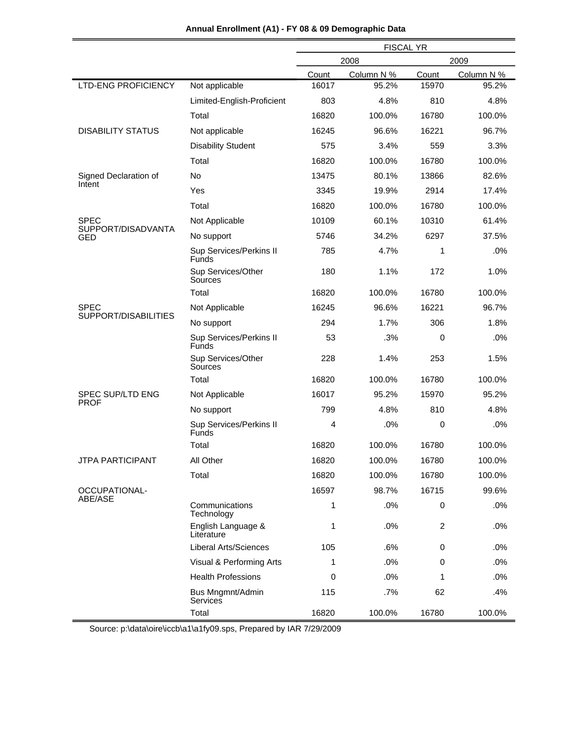**Annual Enrollment (A1) - FY 08 & 09 Demographic Data**

| | | FISCAL YR | | | |
|---|---|---|---|---|---|
| | | 2008 | | 2009 | |
| | | Count | Column N % | Count | Column N % |
| LTD-ENG PROFICIENCY | Not applicable | 16017 | 95.2% | 15970 | 95.2% |
| | Limited-English-Proficient | 803 | 4.8% | 810 | 4.8% |
| | Total | 16820 | 100.0% | 16780 | 100.0% |
| DISABILITY STATUS | Not applicable | 16245 | 96.6% | 16221 | 96.7% |
| | Disability Student | 575 | 3.4% | 559 | 3.3% |
| | Total | 16820 | 100.0% | 16780 | 100.0% |
| Signed Declaration of Intent | No | 13475 | 80.1% | 13866 | 82.6% |
| | Yes | 3345 | 19.9% | 2914 | 17.4% |
| | Total | 16820 | 100.0% | 16780 | 100.0% |
| SPEC SUPPORT/DISADVANTAGED | Not Applicable | 10109 | 60.1% | 10310 | 61.4% |
| | No support | 5746 | 34.2% | 6297 | 37.5% |
| | Sup Services/Perkins II Funds | 785 | 4.7% | 1 | .0% |
| | Sup Services/Other Sources | 180 | 1.1% | 172 | 1.0% |
| | Total | 16820 | 100.0% | 16780 | 100.0% |
| SPEC SUPPORT/DISABILITIES | Not Applicable | 16245 | 96.6% | 16221 | 96.7% |
| | No support | 294 | 1.7% | 306 | 1.8% |
| | Sup Services/Perkins II Funds | 53 | .3% | 0 | .0% |
| | Sup Services/Other Sources | 228 | 1.4% | 253 | 1.5% |
| | Total | 16820 | 100.0% | 16780 | 100.0% |
| SPEC SUP/LTD ENG PROF | Not Applicable | 16017 | 95.2% | 15970 | 95.2% |
| | No support | 799 | 4.8% | 810 | 4.8% |
| | Sup Services/Perkins II Funds | 4 | .0% | 0 | .0% |
| | Total | 16820 | 100.0% | 16780 | 100.0% |
| JTPA PARTICIPANT | All Other | 16820 | 100.0% | 16780 | 100.0% |
| | Total | 16820 | 100.0% | 16780 | 100.0% |
| OCCUPATIONAL-ABE/ASE | | 16597 | 98.7% | 16715 | 99.6% |
| | Communications Technology | 1 | .0% | 0 | .0% |
| | English Language & Literature | 1 | .0% | 2 | .0% |
| | Liberal Arts/Sciences | 105 | .6% | 0 | .0% |
| | Visual & Performing Arts | 1 | .0% | 0 | .0% |
| | Health Professions | 0 | .0% | 1 | .0% |
| | Bus Mngmnt/Admin Services | 115 | .7% | 62 | .4% |
| | Total | 16820 | 100.0% | 16780 | 100.0% |

Source: p:\data\oire\iccb\a1\a1fy09.sps, Prepared by IAR 7/29/2009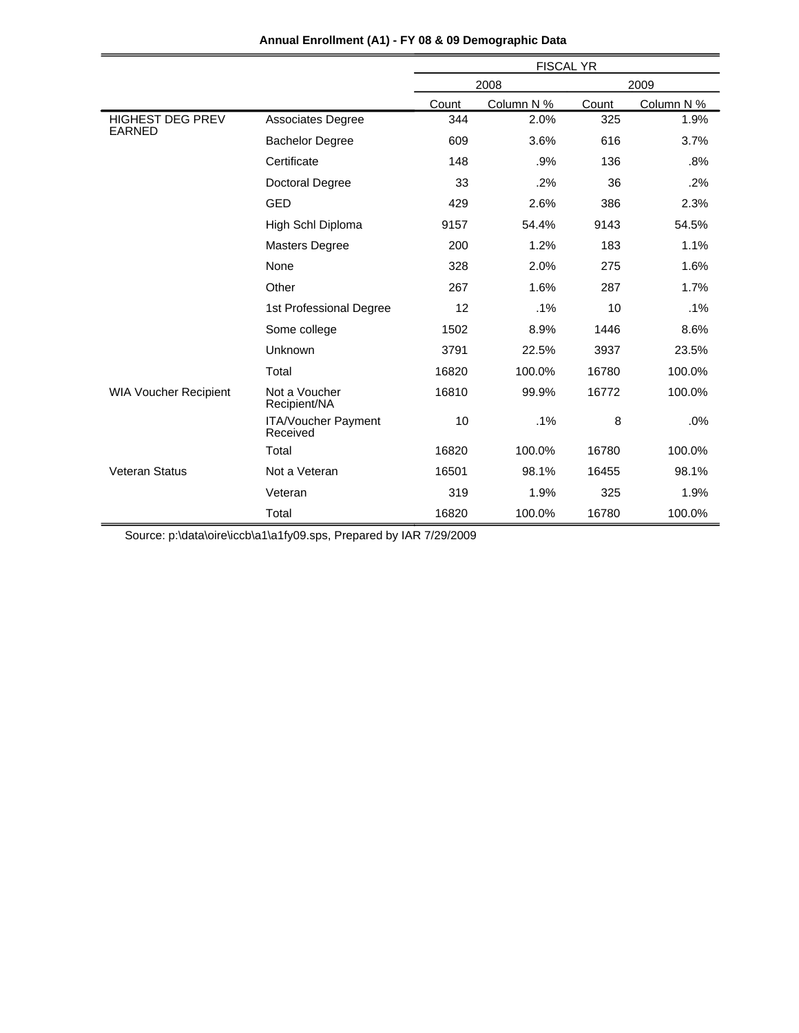**Annual Enrollment (A1) - FY 08 & 09 Demographic Data**

| | | FISCAL YR | | | |
|---|---|---|---|---|---|
| | | 2008 | | 2009 | |
| | | Count | Column N % | Count | Column N % |
| HIGHEST DEG PREV EARNED | Associates Degree | 344 | 2.0% | 325 | 1.9% |
| | Bachelor Degree | 609 | 3.6% | 616 | 3.7% |
| | Certificate | 148 | .9% | 136 | .8% |
| | Doctoral Degree | 33 | .2% | 36 | .2% |
| | GED | 429 | 2.6% | 386 | 2.3% |
| | High Schl Diploma | 9157 | 54.4% | 9143 | 54.5% |
| | Masters Degree | 200 | 1.2% | 183 | 1.1% |
| | None | 328 | 2.0% | 275 | 1.6% |
| | Other | 267 | 1.6% | 287 | 1.7% |
| | 1st Professional Degree | 12 | .1% | 10 | .1% |
| | Some college | 1502 | 8.9% | 1446 | 8.6% |
| | Unknown | 3791 | 22.5% | 3937 | 23.5% |
| | Total | 16820 | 100.0% | 16780 | 100.0% |
| WIA Voucher Recipient | Not a Voucher Recipient/NA | 16810 | 99.9% | 16772 | 100.0% |
| | ITA/Voucher Payment Received | 10 | .1% | 8 | .0% |
| | Total | 16820 | 100.0% | 16780 | 100.0% |
| Veteran Status | Not a Veteran | 16501 | 98.1% | 16455 | 98.1% |
| | Veteran | 319 | 1.9% | 325 | 1.9% |
| | Total | 16820 | 100.0% | 16780 | 100.0% |

Source: p:\data\oire\iccb\a1\a1fy09.sps, Prepared by IAR 7/29/2009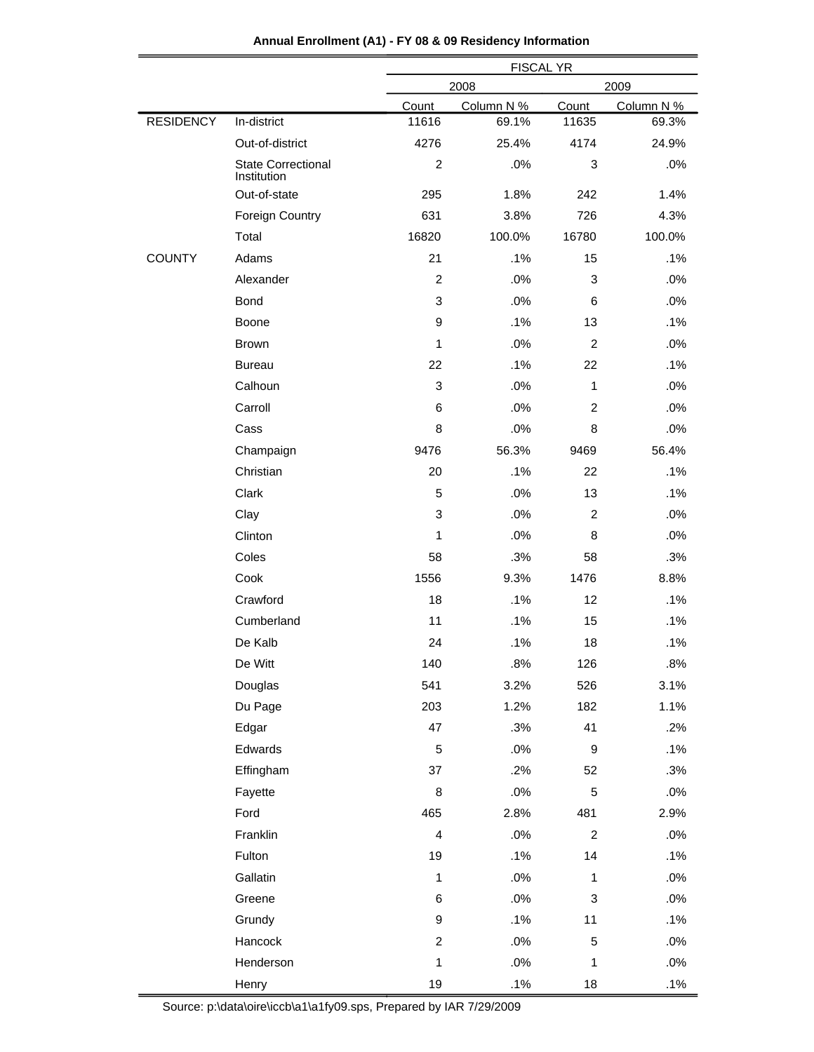**Annual Enrollment (A1) - FY 08 & 09 Residency Information**

| | | FISCAL YR | | | |
|---|---|---|---|---|---|
| | | 2008 | | 2009 | |
| | | Count | Column N % | Count | Column N % |
| RESIDENCY | In-district | 11616 | 69.1% | 11635 | 69.3% |
| | Out-of-district | 4276 | 25.4% | 4174 | 24.9% |
| | State Correctional Institution | 2 | .0% | 3 | .0% |
| | Out-of-state | 295 | 1.8% | 242 | 1.4% |
| | Foreign Country | 631 | 3.8% | 726 | 4.3% |
| | Total | 16820 | 100.0% | 16780 | 100.0% |
| COUNTY | Adams | 21 | .1% | 15 | .1% |
| | Alexander | 2 | .0% | 3 | .0% |
| | Bond | 3 | .0% | 6 | .0% |
| | Boone | 9 | .1% | 13 | .1% |
| | Brown | 1 | .0% | 2 | .0% |
| | Bureau | 22 | .1% | 22 | .1% |
| | Calhoun | 3 | .0% | 1 | .0% |
| | Carroll | 6 | .0% | 2 | .0% |
| | Cass | 8 | .0% | 8 | .0% |
| | Champaign | 9476 | 56.3% | 9469 | 56.4% |
| | Christian | 20 | .1% | 22 | .1% |
| | Clark | 5 | .0% | 13 | .1% |
| | Clay | 3 | .0% | 2 | .0% |
| | Clinton | 1 | .0% | 8 | .0% |
| | Coles | 58 | .3% | 58 | .3% |
| | Cook | 1556 | 9.3% | 1476 | 8.8% |
| | Crawford | 18 | .1% | 12 | .1% |
| | Cumberland | 11 | .1% | 15 | .1% |
| | De Kalb | 24 | .1% | 18 | .1% |
| | De Witt | 140 | .8% | 126 | .8% |
| | Douglas | 541 | 3.2% | 526 | 3.1% |
| | Du Page | 203 | 1.2% | 182 | 1.1% |
| | Edgar | 47 | .3% | 41 | .2% |
| | Edwards | 5 | .0% | 9 | .1% |
| | Effingham | 37 | .2% | 52 | .3% |
| | Fayette | 8 | .0% | 5 | .0% |
| | Ford | 465 | 2.8% | 481 | 2.9% |
| | Franklin | 4 | .0% | 2 | .0% |
| | Fulton | 19 | .1% | 14 | .1% |
| | Gallatin | 1 | .0% | 1 | .0% |
| | Greene | 6 | .0% | 3 | .0% |
| | Grundy | 9 | .1% | 11 | .1% |
| | Hancock | 2 | .0% | 5 | .0% |
| | Henderson | 1 | .0% | 1 | .0% |
| | Henry | 19 | .1% | 18 | .1% |

Source: p:\data\oire\iccb\a1\a1fy09.sps, Prepared by IAR 7/29/2009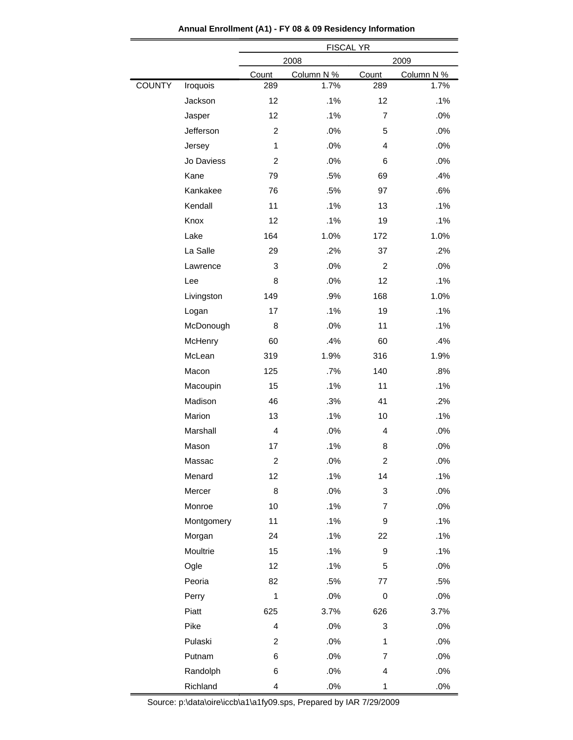**Annual Enrollment (A1) - FY 08 & 09 Residency Information**

| | | FISCAL YR | | | |
|---|---|---|---|---|---|
| | | 2008 | | 2009 | |
| | | Count | Column N % | Count | Column N % |
| COUNTY | Iroquois | 289 | 1.7% | 289 | 1.7% |
| | Jackson | 12 | .1% | 12 | .1% |
| | Jasper | 12 | .1% | 7 | .0% |
| | Jefferson | 2 | .0% | 5 | .0% |
| | Jersey | 1 | .0% | 4 | .0% |
| | Jo Daviess | 2 | .0% | 6 | .0% |
| | Kane | 79 | .5% | 69 | .4% |
| | Kankakee | 76 | .5% | 97 | .6% |
| | Kendall | 11 | .1% | 13 | .1% |
| | Knox | 12 | .1% | 19 | .1% |
| | Lake | 164 | 1.0% | 172 | 1.0% |
| | La Salle | 29 | .2% | 37 | .2% |
| | Lawrence | 3 | .0% | 2 | .0% |
| | Lee | 8 | .0% | 12 | .1% |
| | Livingston | 149 | .9% | 168 | 1.0% |
| | Logan | 17 | .1% | 19 | .1% |
| | McDonough | 8 | .0% | 11 | .1% |
| | McHenry | 60 | .4% | 60 | .4% |
| | McLean | 319 | 1.9% | 316 | 1.9% |
| | Macon | 125 | .7% | 140 | .8% |
| | Macoupin | 15 | .1% | 11 | .1% |
| | Madison | 46 | .3% | 41 | .2% |
| | Marion | 13 | .1% | 10 | .1% |
| | Marshall | 4 | .0% | 4 | .0% |
| | Mason | 17 | .1% | 8 | .0% |
| | Massac | 2 | .0% | 2 | .0% |
| | Menard | 12 | .1% | 14 | .1% |
| | Mercer | 8 | .0% | 3 | .0% |
| | Monroe | 10 | .1% | 7 | .0% |
| | Montgomery | 11 | .1% | 9 | .1% |
| | Morgan | 24 | .1% | 22 | .1% |
| | Moultrie | 15 | .1% | 9 | .1% |
| | Ogle | 12 | .1% | 5 | .0% |
| | Peoria | 82 | .5% | 77 | .5% |
| | Perry | 1 | .0% | 0 | .0% |
| | Piatt | 625 | 3.7% | 626 | 3.7% |
| | Pike | 4 | .0% | 3 | .0% |
| | Pulaski | 2 | .0% | 1 | .0% |
| | Putnam | 6 | .0% | 7 | .0% |
| | Randolph | 6 | .0% | 4 | .0% |
| | Richland | 4 | .0% | 1 | .0% |

Source: p:\data\oire\iccb\a1\a1fy09.sps, Prepared by IAR 7/29/2009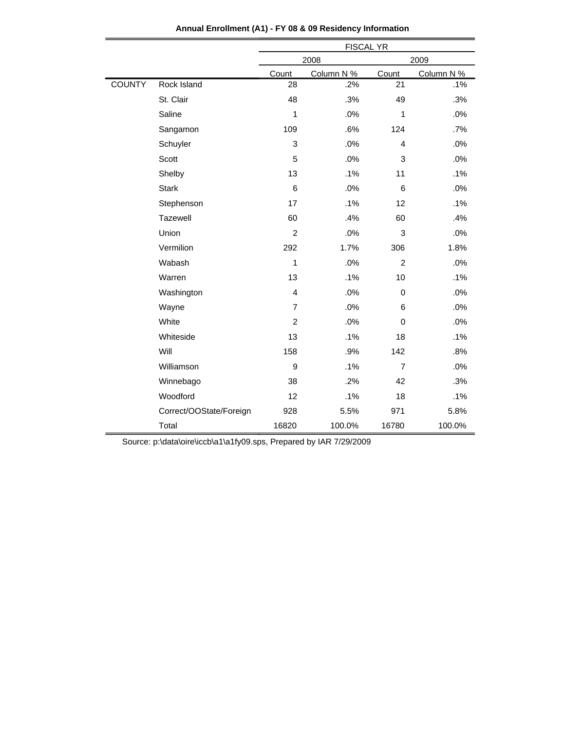**Annual Enrollment (A1) - FY 08 & 09 Residency Information**

| | | FISCAL YR | | | |
|---|---|---|---|---|---|
| | | 2008 | | 2009 | |
| | | Count | Column N % | Count | Column N % |
| COUNTY | Rock Island | 28 | .2% | 21 | .1% |
| | St. Clair | 48 | .3% | 49 | .3% |
| | Saline | 1 | .0% | 1 | .0% |
| | Sangamon | 109 | .6% | 124 | .7% |
| | Schuyler | 3 | .0% | 4 | .0% |
| | Scott | 5 | .0% | 3 | .0% |
| | Shelby | 13 | .1% | 11 | .1% |
| | Stark | 6 | .0% | 6 | .0% |
| | Stephenson | 17 | .1% | 12 | .1% |
| | Tazewell | 60 | .4% | 60 | .4% |
| | Union | 2 | .0% | 3 | .0% |
| | Vermilion | 292 | 1.7% | 306 | 1.8% |
| | Wabash | 1 | .0% | 2 | .0% |
| | Warren | 13 | .1% | 10 | .1% |
| | Washington | 4 | .0% | 0 | .0% |
| | Wayne | 7 | .0% | 6 | .0% |
| | White | 2 | .0% | 0 | .0% |
| | Whiteside | 13 | .1% | 18 | .1% |
| | Will | 158 | .9% | 142 | .8% |
| | Williamson | 9 | .1% | 7 | .0% |
| | Winnebago | 38 | .2% | 42 | .3% |
| | Woodford | 12 | .1% | 18 | .1% |
| | Correct/OOState/Foreign | 928 | 5.5% | 971 | 5.8% |
| | Total | 16820 | 100.0% | 16780 | 100.0% |

Source: p:\data\oire\iccb\a1\a1fy09.sps, Prepared by IAR 7/29/2009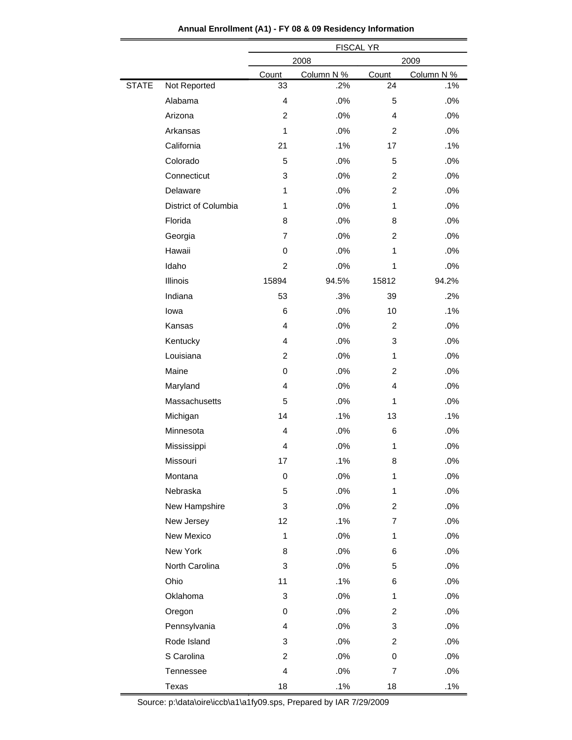**Annual Enrollment (A1) - FY 08 & 09 Residency Information**

| | | FISCAL YR | | | |
|---|---|---|---|---|---|
| | | 2008 | | 2009 | |
| | | Count | Column N % | Count | Column N % |
| STATE | Not Reported | 33 | .2% | 24 | .1% |
| | Alabama | 4 | .0% | 5 | .0% |
| | Arizona | 2 | .0% | 4 | .0% |
| | Arkansas | 1 | .0% | 2 | .0% |
| | California | 21 | .1% | 17 | .1% |
| | Colorado | 5 | .0% | 5 | .0% |
| | Connecticut | 3 | .0% | 2 | .0% |
| | Delaware | 1 | .0% | 2 | .0% |
| | District of Columbia | 1 | .0% | 1 | .0% |
| | Florida | 8 | .0% | 8 | .0% |
| | Georgia | 7 | .0% | 2 | .0% |
| | Hawaii | 0 | .0% | 1 | .0% |
| | Idaho | 2 | .0% | 1 | .0% |
| | Illinois | 15894 | 94.5% | 15812 | 94.2% |
| | Indiana | 53 | .3% | 39 | .2% |
| | Iowa | 6 | .0% | 10 | .1% |
| | Kansas | 4 | .0% | 2 | .0% |
| | Kentucky | 4 | .0% | 3 | .0% |
| | Louisiana | 2 | .0% | 1 | .0% |
| | Maine | 0 | .0% | 2 | .0% |
| | Maryland | 4 | .0% | 4 | .0% |
| | Massachusetts | 5 | .0% | 1 | .0% |
| | Michigan | 14 | .1% | 13 | .1% |
| | Minnesota | 4 | .0% | 6 | .0% |
| | Mississippi | 4 | .0% | 1 | .0% |
| | Missouri | 17 | .1% | 8 | .0% |
| | Montana | 0 | .0% | 1 | .0% |
| | Nebraska | 5 | .0% | 1 | .0% |
| | New Hampshire | 3 | .0% | 2 | .0% |
| | New Jersey | 12 | .1% | 7 | .0% |
| | New Mexico | 1 | .0% | 1 | .0% |
| | New York | 8 | .0% | 6 | .0% |
| | North Carolina | 3 | .0% | 5 | .0% |
| | Ohio | 11 | .1% | 6 | .0% |
| | Oklahoma | 3 | .0% | 1 | .0% |
| | Oregon | 0 | .0% | 2 | .0% |
| | Pennsylvania | 4 | .0% | 3 | .0% |
| | Rode Island | 3 | .0% | 2 | .0% |
| | S Carolina | 2 | .0% | 0 | .0% |
| | Tennessee | 4 | .0% | 7 | .0% |
| | Texas | 18 | .1% | 18 | .1% |

Source: p:\data\oire\iccb\a1\a1fy09.sps, Prepared by IAR 7/29/2009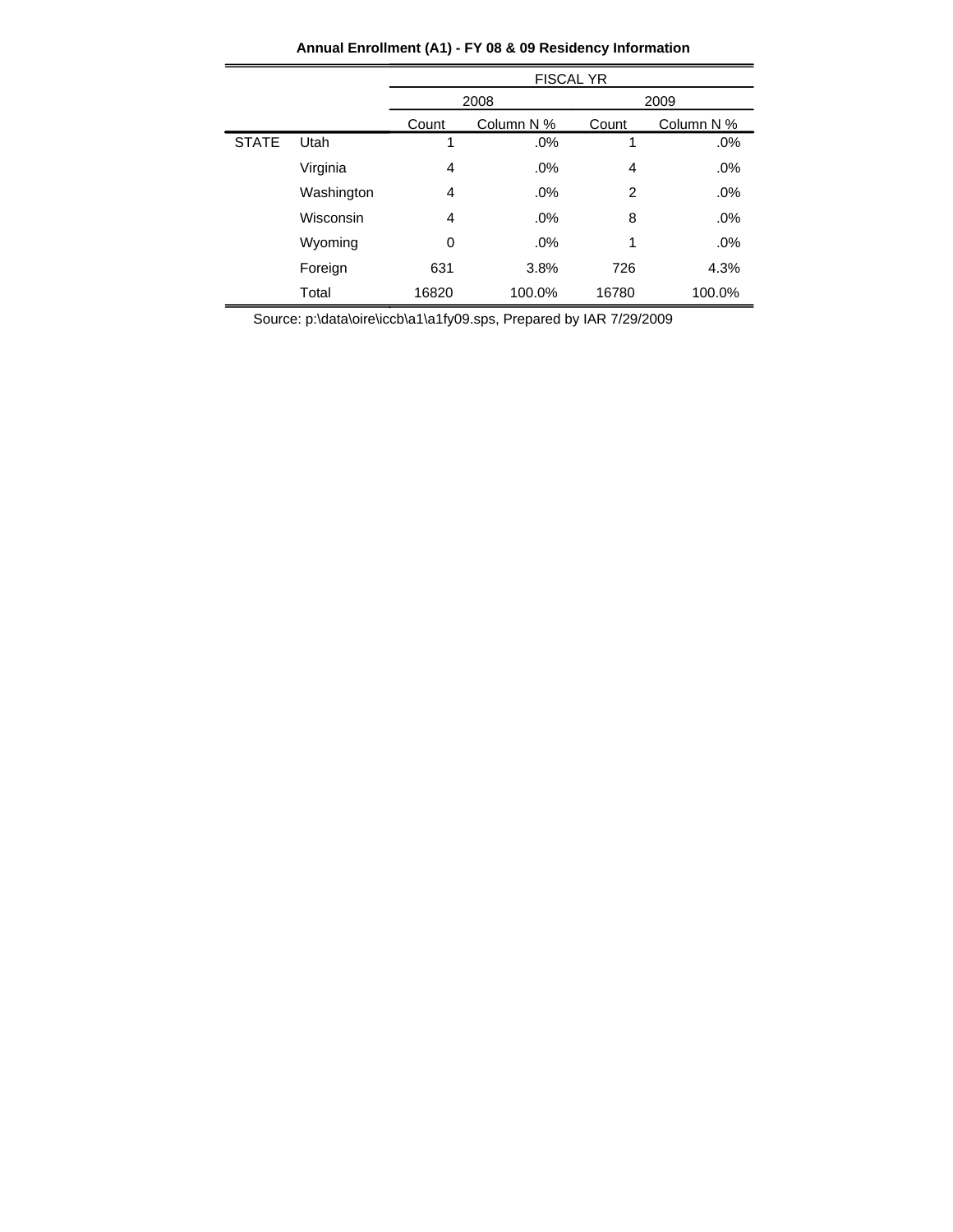**Annual Enrollment (A1) - FY 08 & 09 Residency Information**

| | | FISCAL YR | | | |
|---|---|---|---|---|---|
| | | 2008 | | 2009 | |
| | | Count | Column N % | Count | Column N % |
| STATE | Utah | 1 | .0% | 1 | .0% |
| | Virginia | 4 | .0% | 4 | .0% |
| | Washington | 4 | .0% | 2 | .0% |
| | Wisconsin | 4 | .0% | 8 | .0% |
| | Wyoming | 0 | .0% | 1 | .0% |
| | Foreign | 631 | 3.8% | 726 | 4.3% |
| | Total | 16820 | 100.0% | 16780 | 100.0% |

Source: p:\data\oire\iccb\a1\a1fy09.sps, Prepared by IAR 7/29/2009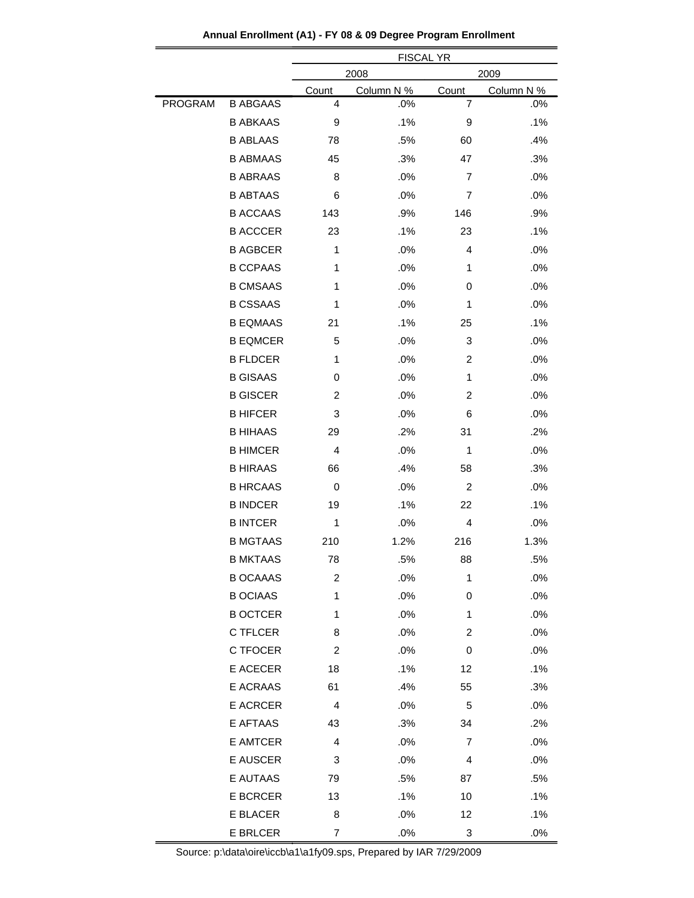**Annual Enrollment (A1) - FY 08 & 09 Degree Program Enrollment**

| | | FISCAL YR | | | |
|---|---|---|---|---|---|
| | | 2008 | | 2009 | |
| | | Count | Column N % | Count | Column N % |
| PROGRAM | B ABGAAS | 4 | .0% | 7 | .0% |
| | B ABKAAS | 9 | .1% | 9 | .1% |
| | B ABLAAS | 78 | .5% | 60 | .4% |
| | B ABMAAS | 45 | .3% | 47 | .3% |
| | B ABRAAS | 8 | .0% | 7 | .0% |
| | B ABTAAS | 6 | .0% | 7 | .0% |
| | B ACCAAS | 143 | .9% | 146 | .9% |
| | B ACCCER | 23 | .1% | 23 | .1% |
| | B AGBCER | 1 | .0% | 4 | .0% |
| | B CCPAAS | 1 | .0% | 1 | .0% |
| | B CMSAAS | 1 | .0% | 0 | .0% |
| | B CSSAAS | 1 | .0% | 1 | .0% |
| | B EQMAAS | 21 | .1% | 25 | .1% |
| | B EQMCER | 5 | .0% | 3 | .0% |
| | B FLDCER | 1 | .0% | 2 | .0% |
| | B GISAAS | 0 | .0% | 1 | .0% |
| | B GISCER | 2 | .0% | 2 | .0% |
| | B HIFCER | 3 | .0% | 6 | .0% |
| | B HIHAAS | 29 | .2% | 31 | .2% |
| | B HIMCER | 4 | .0% | 1 | .0% |
| | B HIRAAS | 66 | .4% | 58 | .3% |
| | B HRCAAS | 0 | .0% | 2 | .0% |
| | B INDCER | 19 | .1% | 22 | .1% |
| | B INTCER | 1 | .0% | 4 | .0% |
| | B MGTAAS | 210 | 1.2% | 216 | 1.3% |
| | B MKTAAS | 78 | .5% | 88 | .5% |
| | B OCAAAS | 2 | .0% | 1 | .0% |
| | B OCIAAS | 1 | .0% | 0 | .0% |
| | B OCTCER | 1 | .0% | 1 | .0% |
| | C TFLCER | 8 | .0% | 2 | .0% |
| | C TFOCER | 2 | .0% | 0 | .0% |
| | E ACECER | 18 | .1% | 12 | .1% |
| | E ACRAAS | 61 | .4% | 55 | .3% |
| | E ACRCER | 4 | .0% | 5 | .0% |
| | E AFTAAS | 43 | .3% | 34 | .2% |
| | E AMTCER | 4 | .0% | 7 | .0% |
| | E AUSCER | 3 | .0% | 4 | .0% |
| | E AUTAAS | 79 | .5% | 87 | .5% |
| | E BCRCER | 13 | .1% | 10 | .1% |
| | E BLACER | 8 | .0% | 12 | .1% |
| | E BRLCER | 7 | .0% | 3 | .0% |

Source: p:\data\oire\iccb\a1\a1fy09.sps, Prepared by IAR 7/29/2009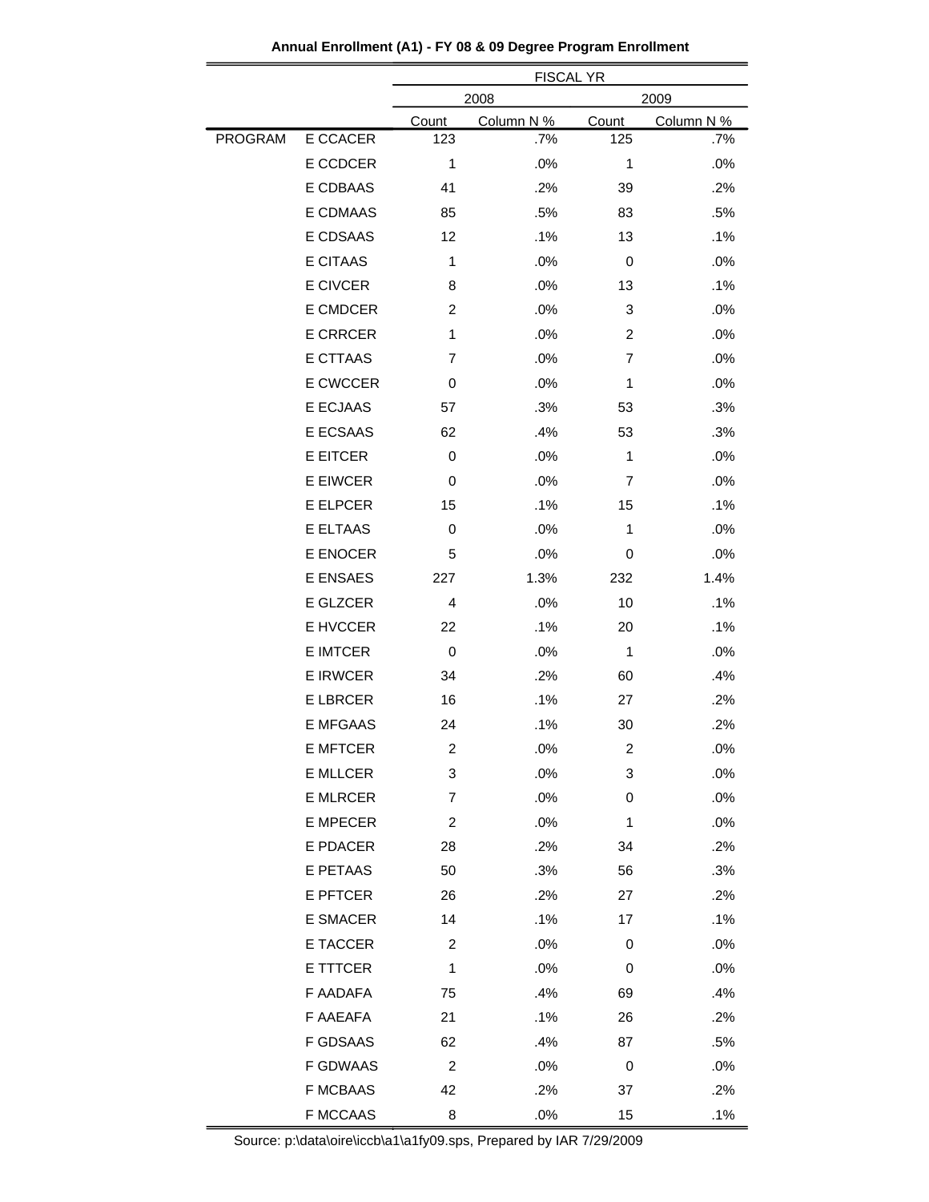**Annual Enrollment (A1) - FY 08 & 09 Degree Program Enrollment**

| | | FISCAL YR | | | |
|---|---|---|---|---|---|
| | | 2008 | | 2009 | |
| | | Count | Column N % | Count | Column N % |
| PROGRAM | E CCACER | 123 | .7% | 125 | .7% |
| | E CCDCER | 1 | .0% | 1 | .0% |
| | E CDBAAS | 41 | .2% | 39 | .2% |
| | E CDMAAS | 85 | .5% | 83 | .5% |
| | E CDSAAS | 12 | .1% | 13 | .1% |
| | E CITAAS | 1 | .0% | 0 | .0% |
| | E CIVCER | 8 | .0% | 13 | .1% |
| | E CMDCER | 2 | .0% | 3 | .0% |
| | E CRRCER | 1 | .0% | 2 | .0% |
| | E CTTAAS | 7 | .0% | 7 | .0% |
| | E CWCCER | 0 | .0% | 1 | .0% |
| | E ECJAAS | 57 | .3% | 53 | .3% |
| | E ECSAAS | 62 | .4% | 53 | .3% |
| | E EITCER | 0 | .0% | 1 | .0% |
| | E EIWCER | 0 | .0% | 7 | .0% |
| | E ELPCER | 15 | .1% | 15 | .1% |
| | E ELTAAS | 0 | .0% | 1 | .0% |
| | E ENOCER | 5 | .0% | 0 | .0% |
| | E ENSAES | 227 | 1.3% | 232 | 1.4% |
| | E GLZCER | 4 | .0% | 10 | .1% |
| | E HVCCER | 22 | .1% | 20 | .1% |
| | E IMTCER | 0 | .0% | 1 | .0% |
| | E IRWCER | 34 | .2% | 60 | .4% |
| | E LBRCER | 16 | .1% | 27 | .2% |
| | E MFGAAS | 24 | .1% | 30 | .2% |
| | E MFTCER | 2 | .0% | 2 | .0% |
| | E MLLCER | 3 | .0% | 3 | .0% |
| | E MLRCER | 7 | .0% | 0 | .0% |
| | E MPECER | 2 | .0% | 1 | .0% |
| | E PDACER | 28 | .2% | 34 | .2% |
| | E PETAAS | 50 | .3% | 56 | .3% |
| | E PFTCER | 26 | .2% | 27 | .2% |
| | E SMACER | 14 | .1% | 17 | .1% |
| | E TACCER | 2 | .0% | 0 | .0% |
| | E TTTCER | 1 | .0% | 0 | .0% |
| | F AADAFA | 75 | .4% | 69 | .4% |
| | F AAEAFA | 21 | .1% | 26 | .2% |
| | F GDSAAS | 62 | .4% | 87 | .5% |
| | F GDWAAS | 2 | .0% | 0 | .0% |
| | F MCBAAS | 42 | .2% | 37 | .2% |
| | F MCCAAS | 8 | .0% | 15 | .1% |

Source: p:\data\oire\iccb\a1\a1fy09.sps, Prepared by IAR 7/29/2009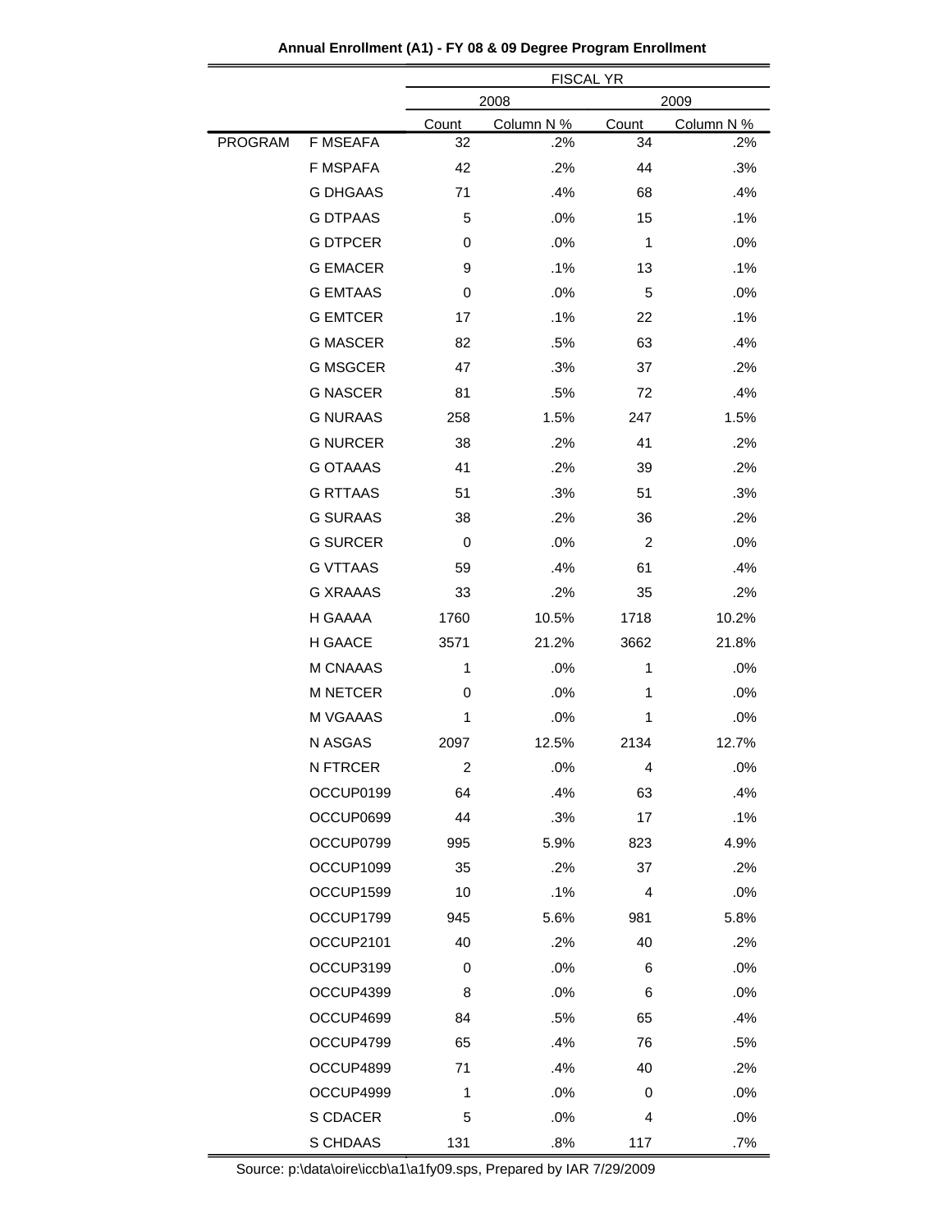**Annual Enrollment (A1) - FY 08 & 09 Degree Program Enrollment**

| | | FISCAL YR | | | |
|---|---|---|---|---|---|
| | | 2008 | | 2009 | |
| | | Count | Column N % | Count | Column N % |
| PROGRAM | F MSEAFA | 32 | .2% | 34 | .2% |
| | F MSPAFA | 42 | .2% | 44 | .3% |
| | G DHGAAS | 71 | .4% | 68 | .4% |
| | G DTPAAS | 5 | .0% | 15 | .1% |
| | G DTPCER | 0 | .0% | 1 | .0% |
| | G EMACER | 9 | .1% | 13 | .1% |
| | G EMTAAS | 0 | .0% | 5 | .0% |
| | G EMTCER | 17 | .1% | 22 | .1% |
| | G MASCER | 82 | .5% | 63 | .4% |
| | G MSGCER | 47 | .3% | 37 | .2% |
| | G NASCER | 81 | .5% | 72 | .4% |
| | G NURAAS | 258 | 1.5% | 247 | 1.5% |
| | G NURCER | 38 | .2% | 41 | .2% |
| | G OTAAAS | 41 | .2% | 39 | .2% |
| | G RTTAAS | 51 | .3% | 51 | .3% |
| | G SURAAS | 38 | .2% | 36 | .2% |
| | G SURCER | 0 | .0% | 2 | .0% |
| | G VTTAAS | 59 | .4% | 61 | .4% |
| | G XRAAAS | 33 | .2% | 35 | .2% |
| | H GAAAA | 1760 | 10.5% | 1718 | 10.2% |
| | H GAACE | 3571 | 21.2% | 3662 | 21.8% |
| | M CNAAAS | 1 | .0% | 1 | .0% |
| | M NETCER | 0 | .0% | 1 | .0% |
| | M VGAAAS | 1 | .0% | 1 | .0% |
| | N ASGAS | 2097 | 12.5% | 2134 | 12.7% |
| | N FTRCER | 2 | .0% | 4 | .0% |
| | OCCUP0199 | 64 | .4% | 63 | .4% |
| | OCCUP0699 | 44 | .3% | 17 | .1% |
| | OCCUP0799 | 995 | 5.9% | 823 | 4.9% |
| | OCCUP1099 | 35 | .2% | 37 | .2% |
| | OCCUP1599 | 10 | .1% | 4 | .0% |
| | OCCUP1799 | 945 | 5.6% | 981 | 5.8% |
| | OCCUP2101 | 40 | .2% | 40 | .2% |
| | OCCUP3199 | 0 | .0% | 6 | .0% |
| | OCCUP4399 | 8 | .0% | 6 | .0% |
| | OCCUP4699 | 84 | .5% | 65 | .4% |
| | OCCUP4799 | 65 | .4% | 76 | .5% |
| | OCCUP4899 | 71 | .4% | 40 | .2% |
| | OCCUP4999 | 1 | .0% | 0 | .0% |
| | S CDACER | 5 | .0% | 4 | .0% |
| | S CHDAAS | 131 | .8% | 117 | .7% |

Source: p:\data\oire\iccb\a1\a1fy09.sps, Prepared by IAR 7/29/2009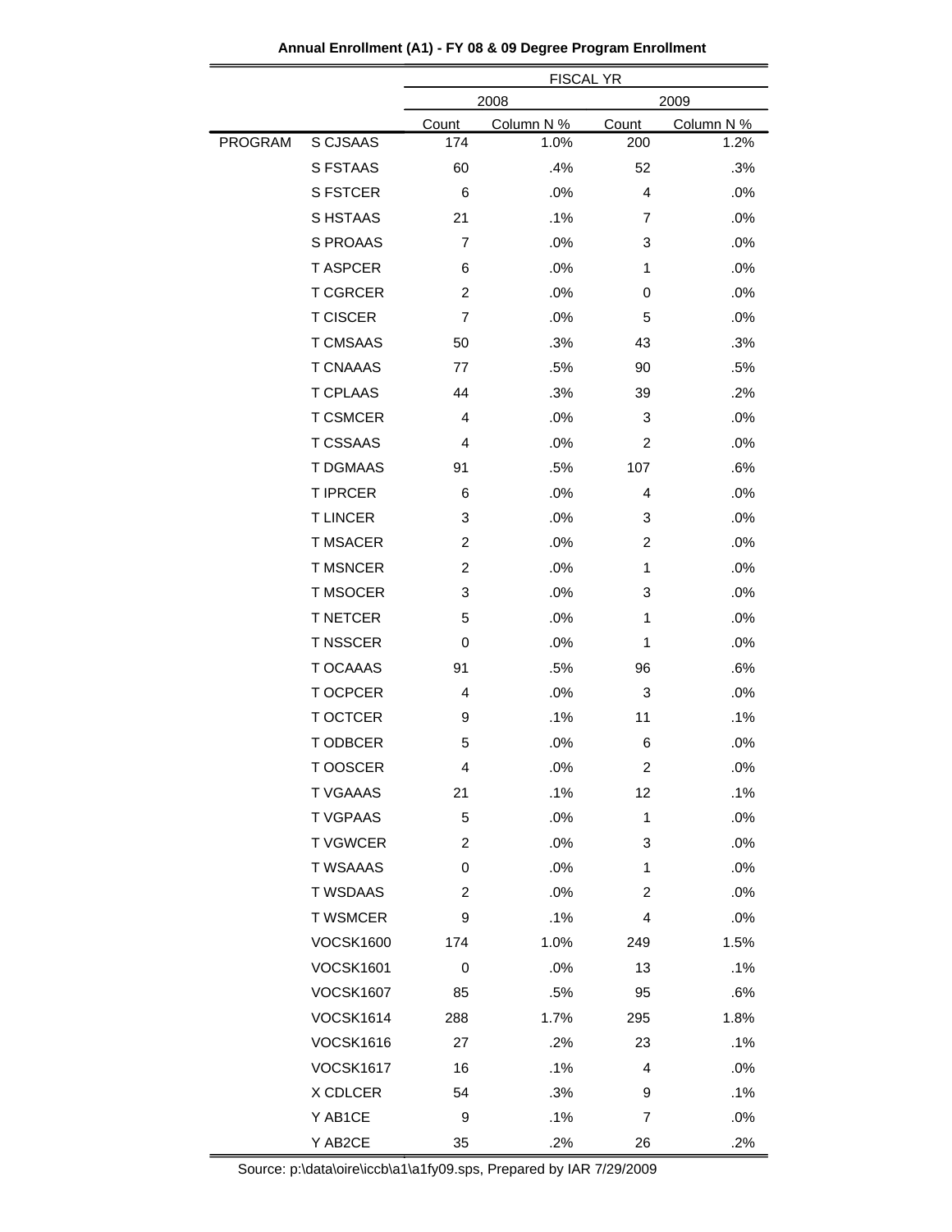**Annual Enrollment (A1) - FY 08 & 09 Degree Program Enrollment**

| | | FISCAL YR | | | |
|---|---|---|---|---|---|
| | | 2008 | | 2009 | |
| | | Count | Column N % | Count | Column N % |
| PROGRAM | S CJSAAS | 174 | 1.0% | 200 | 1.2% |
| | S FSTAAS | 60 | .4% | 52 | .3% |
| | S FSTCER | 6 | .0% | 4 | .0% |
| | S HSTAAS | 21 | .1% | 7 | .0% |
| | S PROAAS | 7 | .0% | 3 | .0% |
| | T ASPCER | 6 | .0% | 1 | .0% |
| | T CGRCER | 2 | .0% | 0 | .0% |
| | T CISCER | 7 | .0% | 5 | .0% |
| | T CMSAAS | 50 | .3% | 43 | .3% |
| | T CNAAAS | 77 | .5% | 90 | .5% |
| | T CPLAAS | 44 | .3% | 39 | .2% |
| | T CSMCER | 4 | .0% | 3 | .0% |
| | T CSSAAS | 4 | .0% | 2 | .0% |
| | T DGMAAS | 91 | .5% | 107 | .6% |
| | T IPRCER | 6 | .0% | 4 | .0% |
| | T LINCER | 3 | .0% | 3 | .0% |
| | T MSACER | 2 | .0% | 2 | .0% |
| | T MSNCER | 2 | .0% | 1 | .0% |
| | T MSOCER | 3 | .0% | 3 | .0% |
| | T NETCER | 5 | .0% | 1 | .0% |
| | T NSSCER | 0 | .0% | 1 | .0% |
| | T OCAAAS | 91 | .5% | 96 | .6% |
| | T OCPCER | 4 | .0% | 3 | .0% |
| | T OCTCER | 9 | .1% | 11 | .1% |
| | T ODBCER | 5 | .0% | 6 | .0% |
| | T OOSCER | 4 | .0% | 2 | .0% |
| | T VGAAAS | 21 | .1% | 12 | .1% |
| | T VGPAAS | 5 | .0% | 1 | .0% |
| | T VGWCER | 2 | .0% | 3 | .0% |
| | T WSAAAS | 0 | .0% | 1 | .0% |
| | T WSDAAS | 2 | .0% | 2 | .0% |
| | T WSMCER | 9 | .1% | 4 | .0% |
| | VOCSK1600 | 174 | 1.0% | 249 | 1.5% |
| | VOCSK1601 | 0 | .0% | 13 | .1% |
| | VOCSK1607 | 85 | .5% | 95 | .6% |
| | VOCSK1614 | 288 | 1.7% | 295 | 1.8% |
| | VOCSK1616 | 27 | .2% | 23 | .1% |
| | VOCSK1617 | 16 | .1% | 4 | .0% |
| | X CDLCER | 54 | .3% | 9 | .1% |
| | Y AB1CE | 9 | .1% | 7 | .0% |
| | Y AB2CE | 35 | .2% | 26 | .2% |

Source: p:\data\oire\iccb\a1\a1fy09.sps, Prepared by IAR 7/29/2009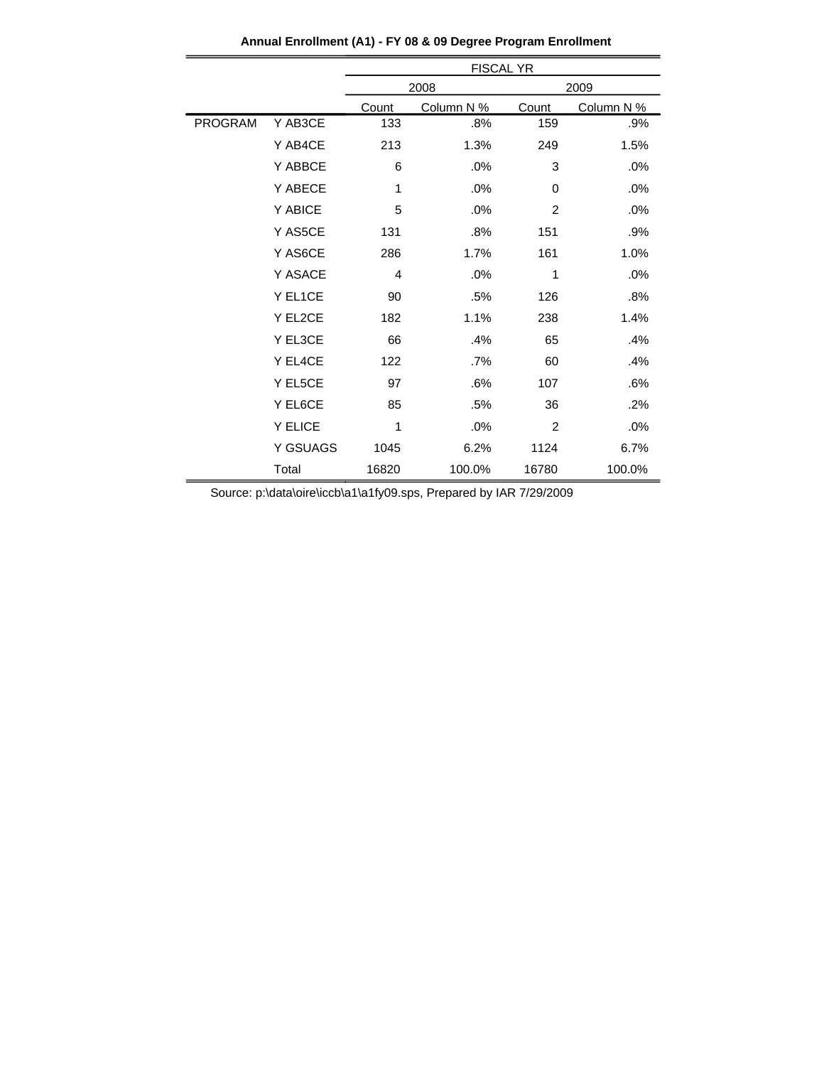**Annual Enrollment (A1) - FY 08 & 09 Degree Program Enrollment**

| | | FISCAL YR | | | |
|---|---|---|---|---|---|
| | | 2008 | | 2009 | |
| | | Count | Column N % | Count | Column N % |
| PROGRAM | Y AB3CE | 133 | .8% | 159 | .9% |
| | Y AB4CE | 213 | 1.3% | 249 | 1.5% |
| | Y ABBCE | 6 | .0% | 3 | .0% |
| | Y ABECE | 1 | .0% | 0 | .0% |
| | Y ABICE | 5 | .0% | 2 | .0% |
| | Y AS5CE | 131 | .8% | 151 | .9% |
| | Y AS6CE | 286 | 1.7% | 161 | 1.0% |
| | Y ASACE | 4 | .0% | 1 | .0% |
| | Y EL1CE | 90 | .5% | 126 | .8% |
| | Y EL2CE | 182 | 1.1% | 238 | 1.4% |
| | Y EL3CE | 66 | .4% | 65 | .4% |
| | Y EL4CE | 122 | .7% | 60 | .4% |
| | Y EL5CE | 97 | .6% | 107 | .6% |
| | Y EL6CE | 85 | .5% | 36 | .2% |
| | Y ELICE | 1 | .0% | 2 | .0% |
| | Y GSUAGS | 1045 | 6.2% | 1124 | 6.7% |
| | Total | 16820 | 100.0% | 16780 | 100.0% |

Source: p:\data\oire\iccb\a1\a1fy09.sps, Prepared by IAR 7/29/2009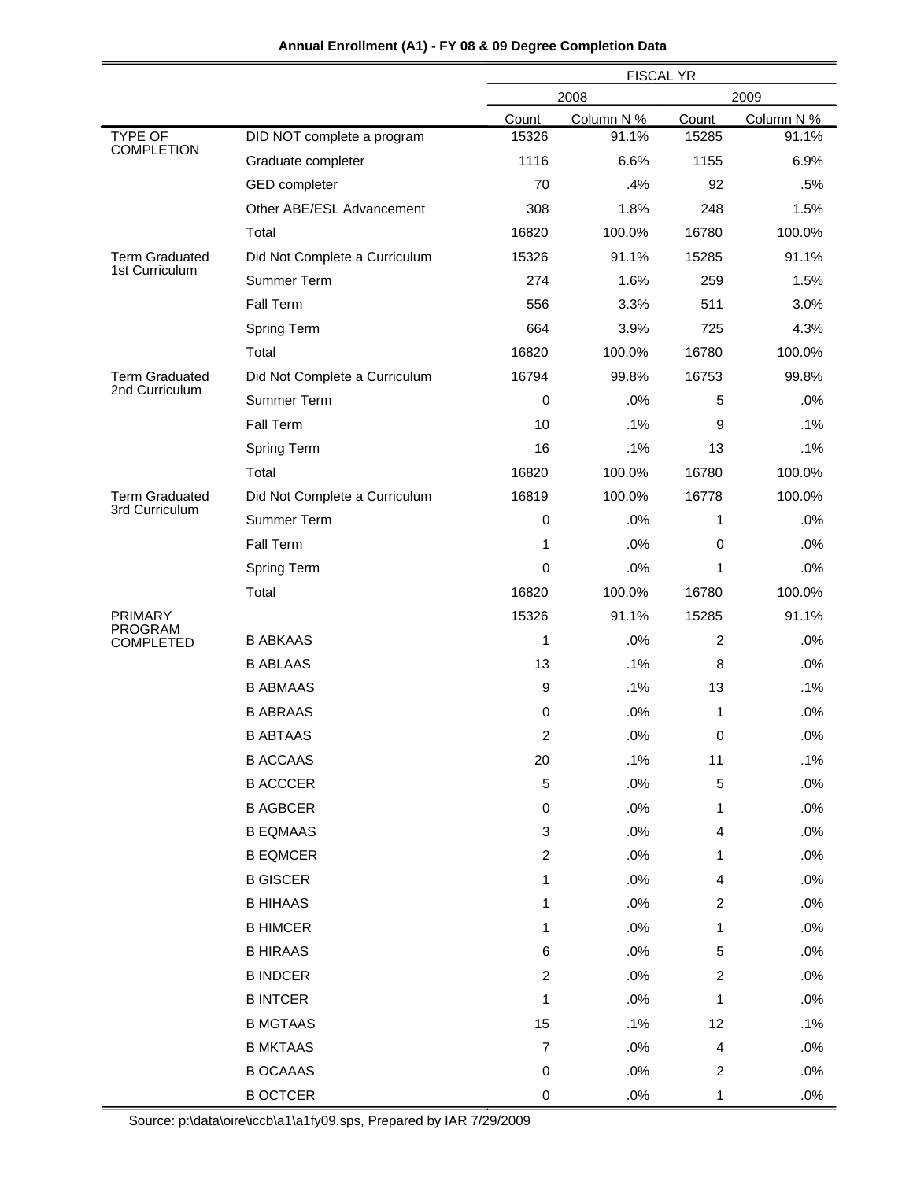**Annual Enrollment (A1) - FY 08 & 09 Degree Completion Data**

| | | FISCAL YR | | | |
|---|---|---|---|---|---|
| | | 2008 | | 2009 | |
| | | Count | Column N % | Count | Column N % |
| TYPE OF COMPLETION | DID NOT complete a program | 15326 | 91.1% | 15285 | 91.1% |
| | Graduate completer | 1116 | 6.6% | 1155 | 6.9% |
| | GED completer | 70 | .4% | 92 | .5% |
| | Other ABE/ESL Advancement | 308 | 1.8% | 248 | 1.5% |
| | Total | 16820 | 100.0% | 16780 | 100.0% |
| Term Graduated 1st Curriculum | Did Not Complete a Curriculum | 15326 | 91.1% | 15285 | 91.1% |
| | Summer Term | 274 | 1.6% | 259 | 1.5% |
| | Fall Term | 556 | 3.3% | 511 | 3.0% |
| | Spring Term | 664 | 3.9% | 725 | 4.3% |
| | Total | 16820 | 100.0% | 16780 | 100.0% |
| Term Graduated 2nd Curriculum | Did Not Complete a Curriculum | 16794 | 99.8% | 16753 | 99.8% |
| | Summer Term | 0 | .0% | 5 | .0% |
| | Fall Term | 10 | .1% | 9 | .1% |
| | Spring Term | 16 | .1% | 13 | .1% |
| | Total | 16820 | 100.0% | 16780 | 100.0% |
| Term Graduated 3rd Curriculum | Did Not Complete a Curriculum | 16819 | 100.0% | 16778 | 100.0% |
| | Summer Term | 0 | .0% | 1 | .0% |
| | Fall Term | 1 | .0% | 0 | .0% |
| | Spring Term | 0 | .0% | 1 | .0% |
| | Total | 16820 | 100.0% | 16780 | 100.0% |
| PRIMARY PROGRAM COMPLETED | | 15326 | 91.1% | 15285 | 91.1% |
| | B ABKAAS | 1 | .0% | 2 | .0% |
| | B ABLAAS | 13 | .1% | 8 | .0% |
| | B ABMAAS | 9 | .1% | 13 | .1% |
| | B ABRAAS | 0 | .0% | 1 | .0% |
| | B ABTAAS | 2 | .0% | 0 | .0% |
| | B ACCAAS | 20 | .1% | 11 | .1% |
| | B ACCCER | 5 | .0% | 5 | .0% |
| | B AGBCER | 0 | .0% | 1 | .0% |
| | B EQMAAS | 3 | .0% | 4 | .0% |
| | B EQMCER | 2 | .0% | 1 | .0% |
| | B GISCER | 1 | .0% | 4 | .0% |
| | B HIHAAS | 1 | .0% | 2 | .0% |
| | B HIMCER | 1 | .0% | 1 | .0% |
| | B HIRAAS | 6 | .0% | 5 | .0% |
| | B INDCER | 2 | .0% | 2 | .0% |
| | B INTCER | 1 | .0% | 1 | .0% |
| | B MGTAAS | 15 | .1% | 12 | .1% |
| | B MKTAAS | 7 | .0% | 4 | .0% |
| | B OCAAAS | 0 | .0% | 2 | .0% |
| | B OCTCER | 0 | .0% | 1 | .0% |

Source: p:\data\oire\iccb\a1\a1fy09.sps, Prepared by IAR 7/29/2009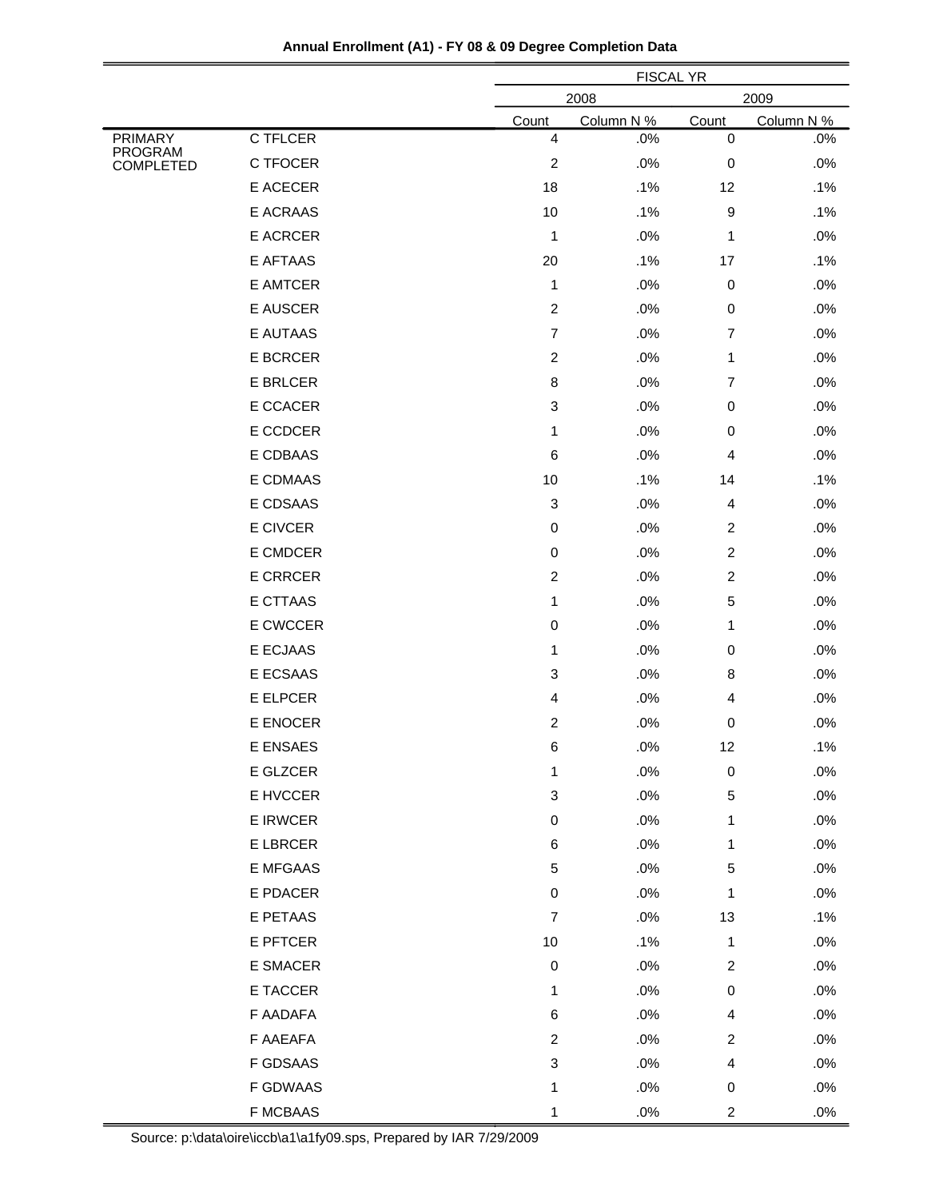**Annual Enrollment (A1) - FY 08 & 09 Degree Completion Data**

| | | FISCAL YR | | | |
|---|---|---|---|---|---|
| | | 2008 | | 2009 | |
| | | Count | Column N % | Count | Column N % |
| PRIMARY PROGRAM COMPLETED | C TFLCER | 4 | .0% | 0 | .0% |
| | C TFOCER | 2 | .0% | 0 | .0% |
| | E ACECER | 18 | .1% | 12 | .1% |
| | E ACRAAS | 10 | .1% | 9 | .1% |
| | E ACRCER | 1 | .0% | 1 | .0% |
| | E AFTAAS | 20 | .1% | 17 | .1% |
| | E AMTCER | 1 | .0% | 0 | .0% |
| | E AUSCER | 2 | .0% | 0 | .0% |
| | E AUTAAS | 7 | .0% | 7 | .0% |
| | E BCRCER | 2 | .0% | 1 | .0% |
| | E BRLCER | 8 | .0% | 7 | .0% |
| | E CCACER | 3 | .0% | 0 | .0% |
| | E CCDCER | 1 | .0% | 0 | .0% |
| | E CDBAAS | 6 | .0% | 4 | .0% |
| | E CDMAAS | 10 | .1% | 14 | .1% |
| | E CDSAAS | 3 | .0% | 4 | .0% |
| | E CIVCER | 0 | .0% | 2 | .0% |
| | E CMDCER | 0 | .0% | 2 | .0% |
| | E CRRCER | 2 | .0% | 2 | .0% |
| | E CTTAAS | 1 | .0% | 5 | .0% |
| | E CWCCER | 0 | .0% | 1 | .0% |
| | E ECJAAS | 1 | .0% | 0 | .0% |
| | E ECSAAS | 3 | .0% | 8 | .0% |
| | E ELPCER | 4 | .0% | 4 | .0% |
| | E ENOCER | 2 | .0% | 0 | .0% |
| | E ENSAES | 6 | .0% | 12 | .1% |
| | E GLZCER | 1 | .0% | 0 | .0% |
| | E HVCCER | 3 | .0% | 5 | .0% |
| | E IRWCER | 0 | .0% | 1 | .0% |
| | E LBRCER | 6 | .0% | 1 | .0% |
| | E MFGAAS | 5 | .0% | 5 | .0% |
| | E PDACER | 0 | .0% | 1 | .0% |
| | E PETAAS | 7 | .0% | 13 | .1% |
| | E PFTCER | 10 | .1% | 1 | .0% |
| | E SMACER | 0 | .0% | 2 | .0% |
| | E TACCER | 1 | .0% | 0 | .0% |
| | F AADAFA | 6 | .0% | 4 | .0% |
| | F AAEAFA | 2 | .0% | 2 | .0% |
| | F GDSAAS | 3 | .0% | 4 | .0% |
| | F GDWAAS | 1 | .0% | 0 | .0% |
| | F MCBAAS | 1 | .0% | 2 | .0% |

Source: p:\data\oire\iccb\a1\a1fy09.sps, Prepared by IAR 7/29/2009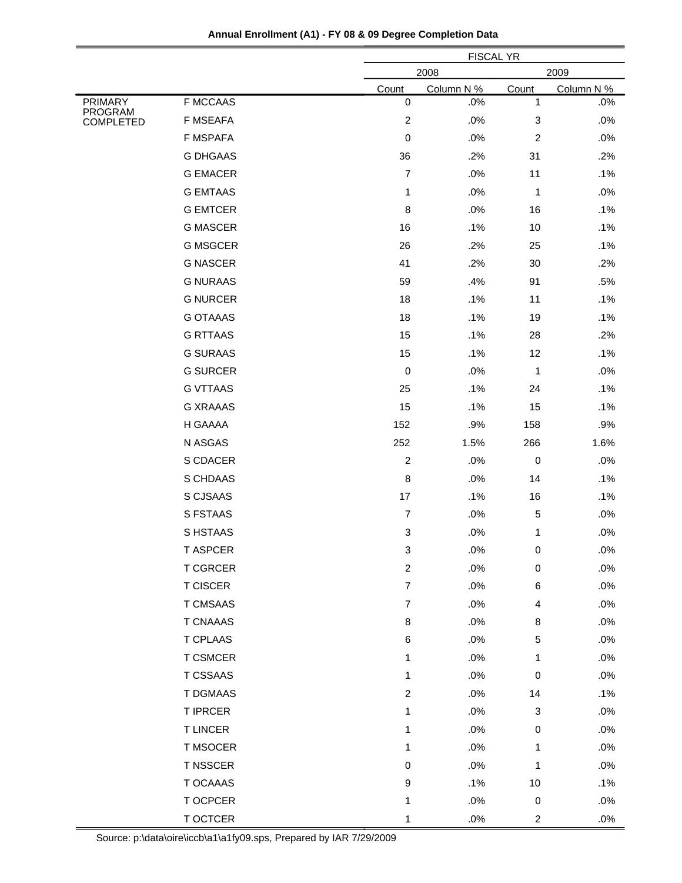**Annual Enrollment (A1) - FY 08 & 09 Degree Completion Data**

| | | FISCAL YR | | | |
|---|---|---|---|---|---|
| | | 2008 | | 2009 | |
| | | Count | Column N % | Count | Column N % |
| PRIMARY PROGRAM COMPLETED | F MCCAAS | 0 | .0% | 1 | .0% |
| | F MSEAFA | 2 | .0% | 3 | .0% |
| | F MSPAFA | 0 | .0% | 2 | .0% |
| | G DHGAAS | 36 | .2% | 31 | .2% |
| | G EMACER | 7 | .0% | 11 | .1% |
| | G EMTAAS | 1 | .0% | 1 | .0% |
| | G EMTCER | 8 | .0% | 16 | .1% |
| | G MASCER | 16 | .1% | 10 | .1% |
| | G MSGCER | 26 | .2% | 25 | .1% |
| | G NASCER | 41 | .2% | 30 | .2% |
| | G NURAAS | 59 | .4% | 91 | .5% |
| | G NURCER | 18 | .1% | 11 | .1% |
| | G OTAAAS | 18 | .1% | 19 | .1% |
| | G RTTAAS | 15 | .1% | 28 | .2% |
| | G SURAAS | 15 | .1% | 12 | .1% |
| | G SURCER | 0 | .0% | 1 | .0% |
| | G VTTAAS | 25 | .1% | 24 | .1% |
| | G XRAAAS | 15 | .1% | 15 | .1% |
| | H GAAAA | 152 | .9% | 158 | .9% |
| | N ASGAS | 252 | 1.5% | 266 | 1.6% |
| | S CDACER | 2 | .0% | 0 | .0% |
| | S CHDAAS | 8 | .0% | 14 | .1% |
| | S CJSAAS | 17 | .1% | 16 | .1% |
| | S FSTAAS | 7 | .0% | 5 | .0% |
| | S HSTAAS | 3 | .0% | 1 | .0% |
| | T ASPCER | 3 | .0% | 0 | .0% |
| | T CGRCER | 2 | .0% | 0 | .0% |
| | T CISCER | 7 | .0% | 6 | .0% |
| | T CMSAAS | 7 | .0% | 4 | .0% |
| | T CNAAAS | 8 | .0% | 8 | .0% |
| | T CPLAAS | 6 | .0% | 5 | .0% |
| | T CSMCER | 1 | .0% | 1 | .0% |
| | T CSSAAS | 1 | .0% | 0 | .0% |
| | T DGMAAS | 2 | .0% | 14 | .1% |
| | T IPRCER | 1 | .0% | 3 | .0% |
| | T LINCER | 1 | .0% | 0 | .0% |
| | T MSOCER | 1 | .0% | 1 | .0% |
| | T NSSCER | 0 | .0% | 1 | .0% |
| | T OCAAAS | 9 | .1% | 10 | .1% |
| | T OCPCER | 1 | .0% | 0 | .0% |
| | T OCTCER | 1 | .0% | 2 | .0% |

Source: p:\data\oire\iccb\a1\a1fy09.sps, Prepared by IAR 7/29/2009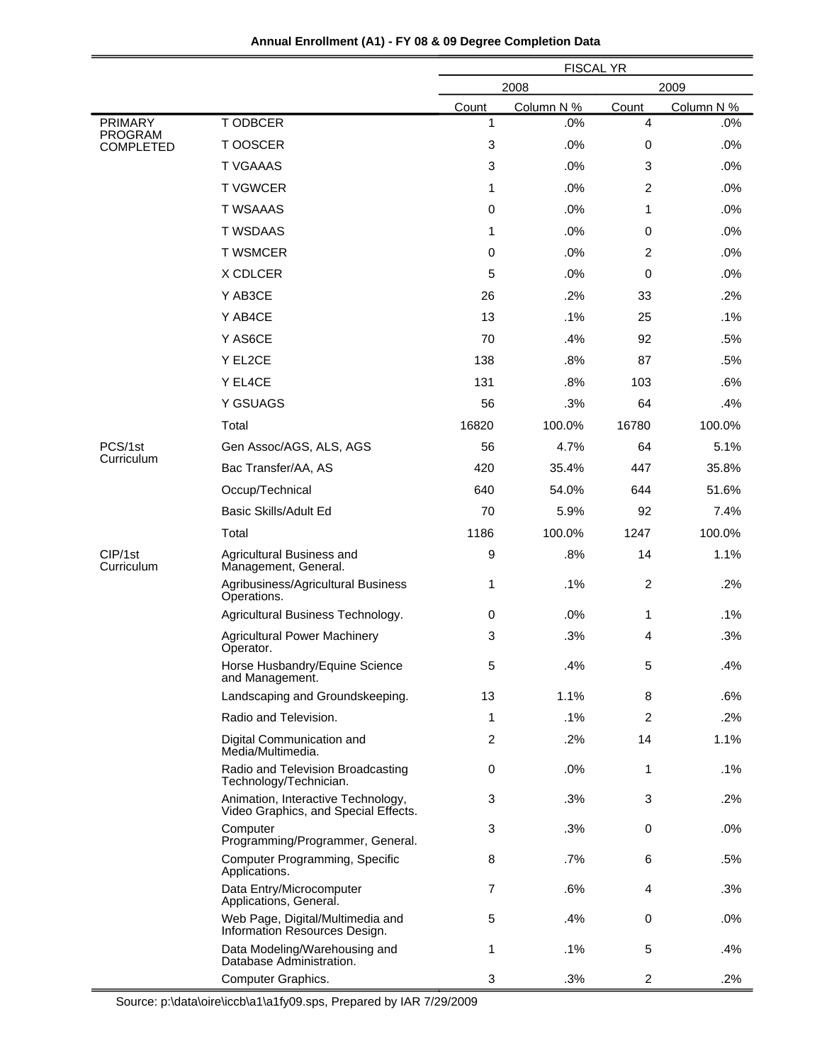**Annual Enrollment (A1) - FY 08 & 09 Degree Completion Data**

| | | FISCAL YR | | | |
|---|---|---|---|---|---|
| | | 2008 | | 2009 | |
| | | Count | Column N % | Count | Column N % |
| PRIMARY PROGRAM COMPLETED | T ODBCER | 1 | .0% | 4 | .0% |
| | T OOSCER | 3 | .0% | 0 | .0% |
| | T VGAAAS | 3 | .0% | 3 | .0% |
| | T VGWCER | 1 | .0% | 2 | .0% |
| | T WSAAAS | 0 | .0% | 1 | .0% |
| | T WSDAAS | 1 | .0% | 0 | .0% |
| | T WSMCER | 0 | .0% | 2 | .0% |
| | X CDLCER | 5 | .0% | 0 | .0% |
| | Y AB3CE | 26 | .2% | 33 | .2% |
| | Y AB4CE | 13 | .1% | 25 | .1% |
| | Y AS6CE | 70 | .4% | 92 | .5% |
| | Y EL2CE | 138 | .8% | 87 | .5% |
| | Y EL4CE | 131 | .8% | 103 | .6% |
| | Y GSUAGS | 56 | .3% | 64 | .4% |
| | Total | 16820 | 100.0% | 16780 | 100.0% |
| PCS/1st Curriculum | Gen Assoc/AGS, ALS, AGS | 56 | 4.7% | 64 | 5.1% |
| | Bac Transfer/AA, AS | 420 | 35.4% | 447 | 35.8% |
| | Occup/Technical | 640 | 54.0% | 644 | 51.6% |
| | Basic Skills/Adult Ed | 70 | 5.9% | 92 | 7.4% |
| | Total | 1186 | 100.0% | 1247 | 100.0% |
| CIP/1st Curriculum | Agricultural Business and Management, General. | 9 | .8% | 14 | 1.1% |
| | Agribusiness/Agricultural Business Operations. | 1 | .1% | 2 | .2% |
| | Agricultural Business Technology. | 0 | .0% | 1 | .1% |
| | Agricultural Power Machinery Operator. | 3 | .3% | 4 | .3% |
| | Horse Husbandry/Equine Science and Management. | 5 | .4% | 5 | .4% |
| | Landscaping and Groundskeeping. | 13 | 1.1% | 8 | .6% |
| | Radio and Television. | 1 | .1% | 2 | .2% |
| | Digital Communication and Media/Multimedia. | 2 | .2% | 14 | 1.1% |
| | Radio and Television Broadcasting Technology/Technician. | 0 | .0% | 1 | .1% |
| | Animation, Interactive Technology, Video Graphics, and Special Effects. | 3 | .3% | 3 | .2% |
| | Computer Programming/Programmer, General. | 3 | .3% | 0 | .0% |
| | Computer Programming, Specific Applications. | 8 | .7% | 6 | .5% |
| | Data Entry/Microcomputer Applications, General. | 7 | .6% | 4 | .3% |
| | Web Page, Digital/Multimedia and Information Resources Design. | 5 | .4% | 0 | .0% |
| | Data Modeling/Warehousing and Database Administration. | 1 | .1% | 5 | .4% |
| | Computer Graphics. | 3 | .3% | 2 | .2% |

Source: p:\data\oire\iccb\a1\a1fy09.sps, Prepared by IAR 7/29/2009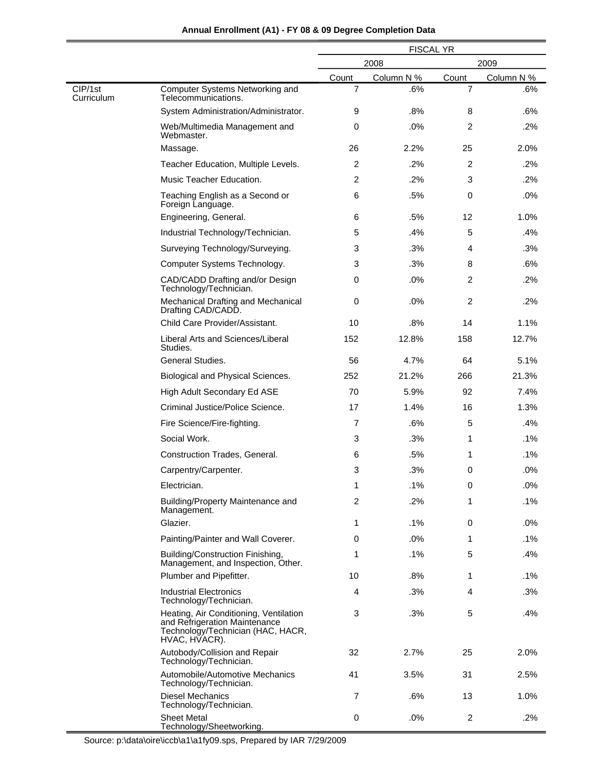**Annual Enrollment (A1) - FY 08 & 09 Degree Completion Data**

| | | FISCAL YR | | | |
|---|---|---|---|---|---|
| | | 2008 | | 2009 | |
| | | Count | Column N % | Count | Column N % |
| CIP/1st Curriculum | Computer Systems Networking and Telecommunications. | 7 | .6% | 7 | .6% |
| | System Administration/Administrator. | 9 | .8% | 8 | .6% |
| | Web/Multimedia Management and Webmaster. | 0 | .0% | 2 | .2% |
| | Massage. | 26 | 2.2% | 25 | 2.0% |
| | Teacher Education, Multiple Levels. | 2 | .2% | 2 | .2% |
| | Music Teacher Education. | 2 | .2% | 3 | .2% |
| | Teaching English as a Second or Foreign Language. | 6 | .5% | 0 | .0% |
| | Engineering, General. | 6 | .5% | 12 | 1.0% |
| | Industrial Technology/Technician. | 5 | .4% | 5 | .4% |
| | Surveying Technology/Surveying. | 3 | .3% | 4 | .3% |
| | Computer Systems Technology. | 3 | .3% | 8 | .6% |
| | CAD/CADD Drafting and/or Design Technology/Technician. | 0 | .0% | 2 | .2% |
| | Mechanical Drafting and Mechanical Drafting CAD/CADD. | 0 | .0% | 2 | .2% |
| | Child Care Provider/Assistant. | 10 | .8% | 14 | 1.1% |
| | Liberal Arts and Sciences/Liberal Studies. | 152 | 12.8% | 158 | 12.7% |
| | General Studies. | 56 | 4.7% | 64 | 5.1% |
| | Biological and Physical Sciences. | 252 | 21.2% | 266 | 21.3% |
| | High Adult Secondary Ed ASE | 70 | 5.9% | 92 | 7.4% |
| | Criminal Justice/Police Science. | 17 | 1.4% | 16 | 1.3% |
| | Fire Science/Fire-fighting. | 7 | .6% | 5 | .4% |
| | Social Work. | 3 | .3% | 1 | .1% |
| | Construction Trades, General. | 6 | .5% | 1 | .1% |
| | Carpentry/Carpenter. | 3 | .3% | 0 | .0% |
| | Electrician. | 1 | .1% | 0 | .0% |
| | Building/Property Maintenance and Management. | 2 | .2% | 1 | .1% |
| | Glazier. | 1 | .1% | 0 | .0% |
| | Painting/Painter and Wall Coverer. | 0 | .0% | 1 | .1% |
| | Building/Construction Finishing, Management, and Inspection, Other. | 1 | .1% | 5 | .4% |
| | Plumber and Pipefitter. | 10 | .8% | 1 | .1% |
| | Industrial Electronics Technology/Technician. | 4 | .3% | 4 | .3% |
| | Heating, Air Conditioning, Ventilation and Refrigeration Maintenance Technology/Technician (HAC, HACR, HVAC, HVACR). | 3 | .3% | 5 | .4% |
| | Autobody/Collision and Repair Technology/Technician. | 32 | 2.7% | 25 | 2.0% |
| | Automobile/Automotive Mechanics Technology/Technician. | 41 | 3.5% | 31 | 2.5% |
| | Diesel Mechanics Technology/Technician. | 7 | .6% | 13 | 1.0% |
| | Sheet Metal Technology/Sheetworking. | 0 | .0% | 2 | .2% |

Source: p:\data\oire\iccb\a1\a1fy09.sps, Prepared by IAR 7/29/2009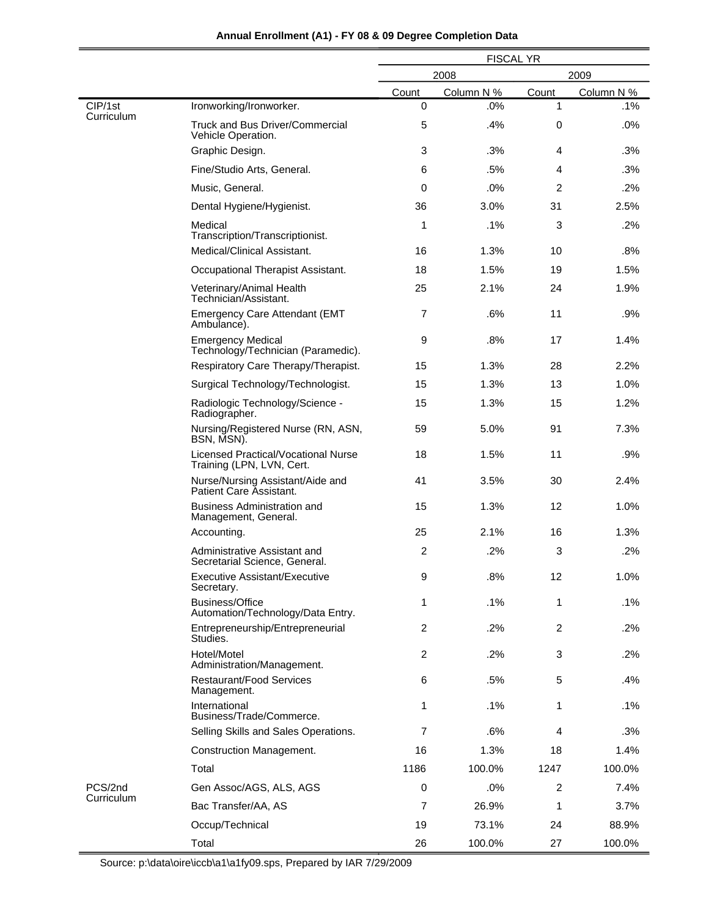**Annual Enrollment (A1) - FY 08 & 09 Degree Completion Data**

| | | FISCAL YR | | | |
|---|---|---|---|---|---|
| | | 2008 | | 2009 | |
| | | Count | Column N % | Count | Column N % |
| CIP/1st Curriculum | Ironworking/Ironworker. | 0 | .0% | 1 | .1% |
| | Truck and Bus Driver/Commercial Vehicle Operation. | 5 | .4% | 0 | .0% |
| | Graphic Design. | 3 | .3% | 4 | .3% |
| | Fine/Studio Arts, General. | 6 | .5% | 4 | .3% |
| | Music, General. | 0 | .0% | 2 | .2% |
| | Dental Hygiene/Hygienist. | 36 | 3.0% | 31 | 2.5% |
| | Medical Transcription/Transcriptionist. | 1 | .1% | 3 | .2% |
| | Medical/Clinical Assistant. | 16 | 1.3% | 10 | .8% |
| | Occupational Therapist Assistant. | 18 | 1.5% | 19 | 1.5% |
| | Veterinary/Animal Health Technician/Assistant. | 25 | 2.1% | 24 | 1.9% |
| | Emergency Care Attendant (EMT Ambulance). | 7 | .6% | 11 | .9% |
| | Emergency Medical Technology/Technician (Paramedic). | 9 | .8% | 17 | 1.4% |
| | Respiratory Care Therapy/Therapist. | 15 | 1.3% | 28 | 2.2% |
| | Surgical Technology/Technologist. | 15 | 1.3% | 13 | 1.0% |
| | Radiologic Technology/Science - Radiographer. | 15 | 1.3% | 15 | 1.2% |
| | Nursing/Registered Nurse (RN, ASN, BSN, MSN). | 59 | 5.0% | 91 | 7.3% |
| | Licensed Practical/Vocational Nurse Training (LPN, LVN, Cert. | 18 | 1.5% | 11 | .9% |
| | Nurse/Nursing Assistant/Aide and Patient Care Assistant. | 41 | 3.5% | 30 | 2.4% |
| | Business Administration and Management, General. | 15 | 1.3% | 12 | 1.0% |
| | Accounting. | 25 | 2.1% | 16 | 1.3% |
| | Administrative Assistant and Secretarial Science, General. | 2 | .2% | 3 | .2% |
| | Executive Assistant/Executive Secretary. | 9 | .8% | 12 | 1.0% |
| | Business/Office Automation/Technology/Data Entry. | 1 | .1% | 1 | .1% |
| | Entrepreneurship/Entrepreneurial Studies. | 2 | .2% | 2 | .2% |
| | Hotel/Motel Administration/Management. | 2 | .2% | 3 | .2% |
| | Restaurant/Food Services Management. | 6 | .5% | 5 | .4% |
| | International Business/Trade/Commerce. | 1 | .1% | 1 | .1% |
| | Selling Skills and Sales Operations. | 7 | .6% | 4 | .3% |
| | Construction Management. | 16 | 1.3% | 18 | 1.4% |
| | Total | 1186 | 100.0% | 1247 | 100.0% |
| PCS/2nd Curriculum | Gen Assoc/AGS, ALS, AGS | 0 | .0% | 2 | 7.4% |
| | Bac Transfer/AA, AS | 7 | 26.9% | 1 | 3.7% |
| | Occup/Technical | 19 | 73.1% | 24 | 88.9% |
| | Total | 26 | 100.0% | 27 | 100.0% |

Source: p:\data\oire\iccb\a1\a1fy09.sps, Prepared by IAR 7/29/2009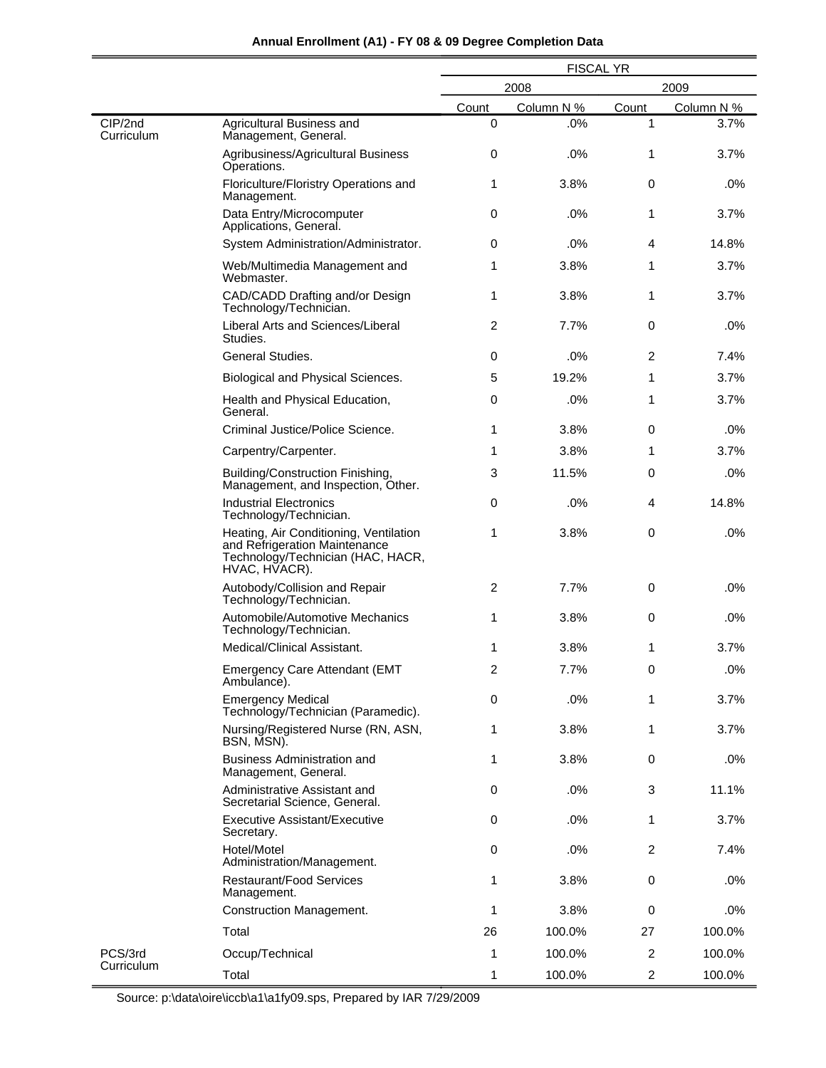**Annual Enrollment (A1) - FY 08 & 09 Degree Completion Data**

| | | FISCAL YR | | | |
|---|---|---|---|---|---|
| | | 2008 | | 2009 | |
| | | Count | Column N % | Count | Column N % |
| CIP/2nd Curriculum | Agricultural Business and Management, General. | 0 | .0% | 1 | 3.7% |
| | Agribusiness/Agricultural Business Operations. | 0 | .0% | 1 | 3.7% |
| | Floriculture/Floristry Operations and Management. | 1 | 3.8% | 0 | .0% |
| | Data Entry/Microcomputer Applications, General. | 0 | .0% | 1 | 3.7% |
| | System Administration/Administrator. | 0 | .0% | 4 | 14.8% |
| | Web/Multimedia Management and Webmaster. | 1 | 3.8% | 1 | 3.7% |
| | CAD/CADD Drafting and/or Design Technology/Technician. | 1 | 3.8% | 1 | 3.7% |
| | Liberal Arts and Sciences/Liberal Studies. | 2 | 7.7% | 0 | .0% |
| | General Studies. | 0 | .0% | 2 | 7.4% |
| | Biological and Physical Sciences. | 5 | 19.2% | 1 | 3.7% |
| | Health and Physical Education, General. | 0 | .0% | 1 | 3.7% |
| | Criminal Justice/Police Science. | 1 | 3.8% | 0 | .0% |
| | Carpentry/Carpenter. | 1 | 3.8% | 1 | 3.7% |
| | Building/Construction Finishing, Management, and Inspection, Other. | 3 | 11.5% | 0 | .0% |
| | Industrial Electronics Technology/Technician. | 0 | .0% | 4 | 14.8% |
| | Heating, Air Conditioning, Ventilation and Refrigeration Maintenance Technology/Technician (HAC, HACR, HVAC, HVACR). | 1 | 3.8% | 0 | .0% |
| | Autobody/Collision and Repair Technology/Technician. | 2 | 7.7% | 0 | .0% |
| | Automobile/Automotive Mechanics Technology/Technician. | 1 | 3.8% | 0 | .0% |
| | Medical/Clinical Assistant. | 1 | 3.8% | 1 | 3.7% |
| | Emergency Care Attendant (EMT Ambulance). | 2 | 7.7% | 0 | .0% |
| | Emergency Medical Technology/Technician (Paramedic). | 0 | .0% | 1 | 3.7% |
| | Nursing/Registered Nurse (RN, ASN, BSN, MSN). | 1 | 3.8% | 1 | 3.7% |
| | Business Administration and Management, General. | 1 | 3.8% | 0 | .0% |
| | Administrative Assistant and Secretarial Science, General. | 0 | .0% | 3 | 11.1% |
| | Executive Assistant/Executive Secretary. | 0 | .0% | 1 | 3.7% |
| | Hotel/Motel Administration/Management. | 0 | .0% | 2 | 7.4% |
| | Restaurant/Food Services Management. | 1 | 3.8% | 0 | .0% |
| | Construction Management. | 1 | 3.8% | 0 | .0% |
| | Total | 26 | 100.0% | 27 | 100.0% |
| PCS/3rd Curriculum | Occup/Technical | 1 | 100.0% | 2 | 100.0% |
| | Total | 1 | 100.0% | 2 | 100.0% |

Source: p:\data\oire\iccb\a1\a1fy09.sps, Prepared by IAR 7/29/2009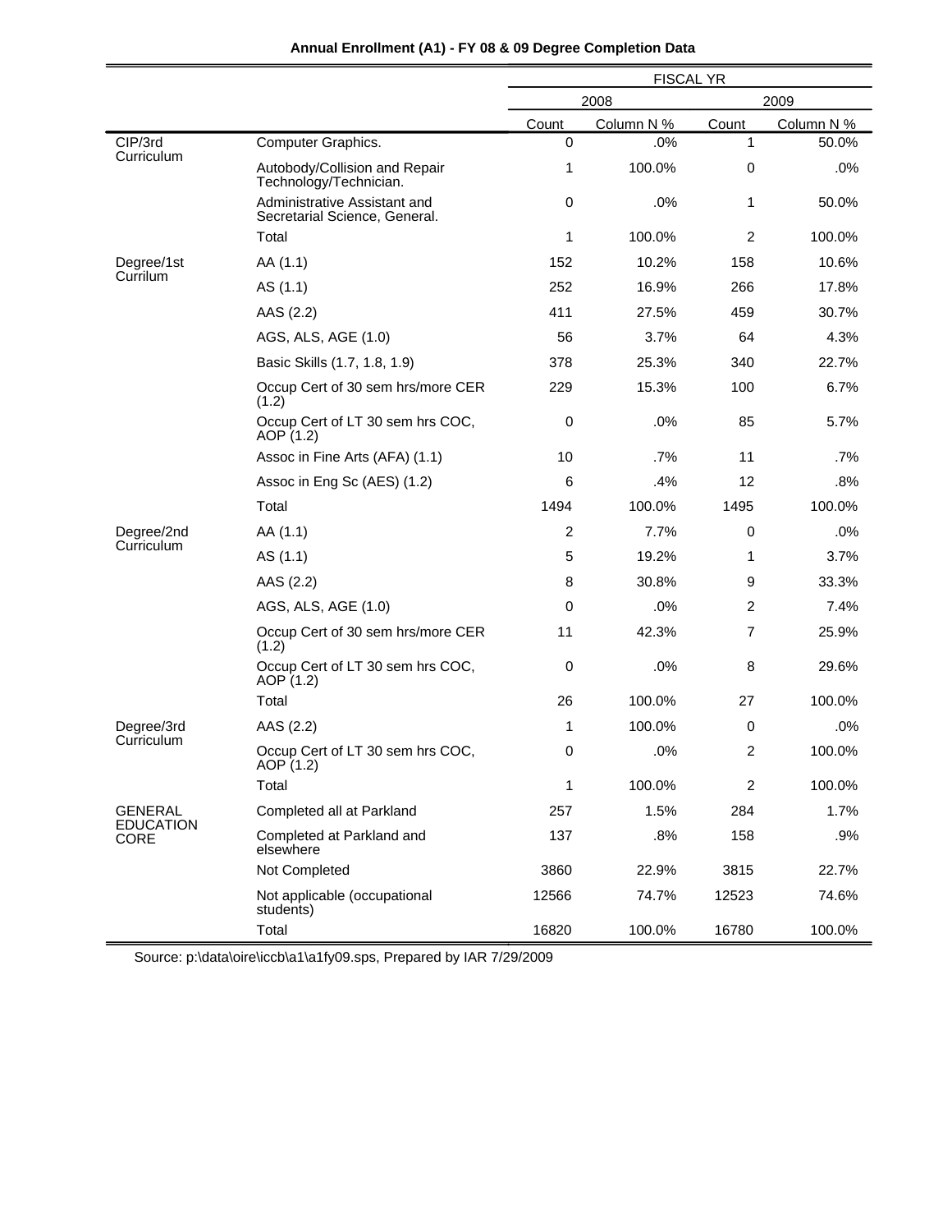**Annual Enrollment (A1) - FY 08 & 09 Degree Completion Data**

| | | FISCAL YR | | | |
|---|---|---|---|---|---|
| | | 2008 | | 2009 | |
| | | Count | Column N % | Count | Column N % |
| CIP/3rd Curriculum | Computer Graphics. | 0 | .0% | 1 | 50.0% |
| | Autobody/Collision and Repair Technology/Technician. | 1 | 100.0% | 0 | .0% |
| | Administrative Assistant and Secretarial Science, General. | 0 | .0% | 1 | 50.0% |
| | Total | 1 | 100.0% | 2 | 100.0% |
| Degree/1st Currilum | AA (1.1) | 152 | 10.2% | 158 | 10.6% |
| | AS (1.1) | 252 | 16.9% | 266 | 17.8% |
| | AAS (2.2) | 411 | 27.5% | 459 | 30.7% |
| | AGS, ALS, AGE (1.0) | 56 | 3.7% | 64 | 4.3% |
| | Basic Skills (1.7, 1.8, 1.9) | 378 | 25.3% | 340 | 22.7% |
| | Occup Cert of 30 sem hrs/more CER (1.2) | 229 | 15.3% | 100 | 6.7% |
| | Occup Cert of LT 30 sem hrs COC, AOP (1.2) | 0 | .0% | 85 | 5.7% |
| | Assoc in Fine Arts (AFA) (1.1) | 10 | .7% | 11 | .7% |
| | Assoc in Eng Sc (AES) (1.2) | 6 | .4% | 12 | .8% |
| | Total | 1494 | 100.0% | 1495 | 100.0% |
| Degree/2nd Curriculum | AA (1.1) | 2 | 7.7% | 0 | .0% |
| | AS (1.1) | 5 | 19.2% | 1 | 3.7% |
| | AAS (2.2) | 8 | 30.8% | 9 | 33.3% |
| | AGS, ALS, AGE (1.0) | 0 | .0% | 2 | 7.4% |
| | Occup Cert of 30 sem hrs/more CER (1.2) | 11 | 42.3% | 7 | 25.9% |
| | Occup Cert of LT 30 sem hrs COC, AOP (1.2) | 0 | .0% | 8 | 29.6% |
| | Total | 26 | 100.0% | 27 | 100.0% |
| Degree/3rd Curriculum | AAS (2.2) | 1 | 100.0% | 0 | .0% |
| | Occup Cert of LT 30 sem hrs COC, AOP (1.2) | 0 | .0% | 2 | 100.0% |
| | Total | 1 | 100.0% | 2 | 100.0% |
| GENERAL EDUCATION CORE | Completed all at Parkland | 257 | 1.5% | 284 | 1.7% |
| | Completed at Parkland and elsewhere | 137 | .8% | 158 | .9% |
| | Not Completed | 3860 | 22.9% | 3815 | 22.7% |
| | Not applicable (occupational students) | 12566 | 74.7% | 12523 | 74.6% |
| | Total | 16820 | 100.0% | 16780 | 100.0% |

Source: p:\data\oire\iccb\a1\a1fy09.sps, Prepared by IAR 7/29/2009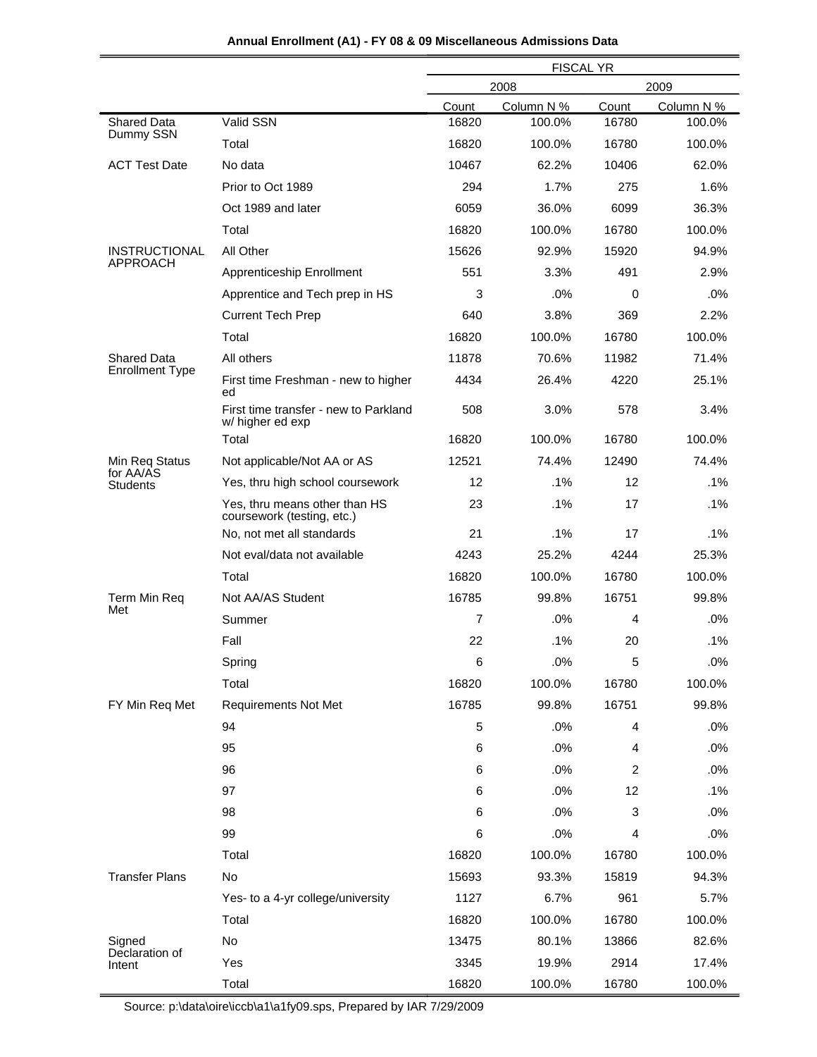**Annual Enrollment (A1) - FY 08 & 09 Miscellaneous Admissions Data**

| | | FISCAL YR | | | |
|---|---|---|---|---|---|
| | | 2008 | | 2009 | |
| | | Count | Column N % | Count | Column N % |
| Shared Data Dummy SSN | Valid SSN | 16820 | 100.0% | 16780 | 100.0% |
| | Total | 16820 | 100.0% | 16780 | 100.0% |
| ACT Test Date | No data | 10467 | 62.2% | 10406 | 62.0% |
| | Prior to Oct 1989 | 294 | 1.7% | 275 | 1.6% |
| | Oct 1989 and later | 6059 | 36.0% | 6099 | 36.3% |
| | Total | 16820 | 100.0% | 16780 | 100.0% |
| INSTRUCTIONAL APPROACH | All Other | 15626 | 92.9% | 15920 | 94.9% |
| | Apprenticeship Enrollment | 551 | 3.3% | 491 | 2.9% |
| | Apprentice and Tech prep in HS | 3 | .0% | 0 | .0% |
| | Current Tech Prep | 640 | 3.8% | 369 | 2.2% |
| | Total | 16820 | 100.0% | 16780 | 100.0% |
| Shared Data Enrollment Type | All others | 11878 | 70.6% | 11982 | 71.4% |
| | First time Freshman - new to higher ed | 4434 | 26.4% | 4220 | 25.1% |
| | First time transfer - new to Parkland w/ higher ed exp | 508 | 3.0% | 578 | 3.4% |
| | Total | 16820 | 100.0% | 16780 | 100.0% |
| Min Req Status for AA/AS Students | Not applicable/Not AA or AS | 12521 | 74.4% | 12490 | 74.4% |
| | Yes, thru high school coursework | 12 | .1% | 12 | .1% |
| | Yes, thru means other than HS coursework (testing, etc.) | 23 | .1% | 17 | .1% |
| | No, not met all standards | 21 | .1% | 17 | .1% |
| | Not eval/data not available | 4243 | 25.2% | 4244 | 25.3% |
| | Total | 16820 | 100.0% | 16780 | 100.0% |
| Term Min Req Met | Not AA/AS Student | 16785 | 99.8% | 16751 | 99.8% |
| | Summer | 7 | .0% | 4 | .0% |
| | Fall | 22 | .1% | 20 | .1% |
| | Spring | 6 | .0% | 5 | .0% |
| | Total | 16820 | 100.0% | 16780 | 100.0% |
| FY Min Req Met | Requirements Not Met | 16785 | 99.8% | 16751 | 99.8% |
| | 94 | 5 | .0% | 4 | .0% |
| | 95 | 6 | .0% | 4 | .0% |
| | 96 | 6 | .0% | 2 | .0% |
| | 97 | 6 | .0% | 12 | .1% |
| | 98 | 6 | .0% | 3 | .0% |
| | 99 | 6 | .0% | 4 | .0% |
| | Total | 16820 | 100.0% | 16780 | 100.0% |
| Transfer Plans | No | 15693 | 93.3% | 15819 | 94.3% |
| | Yes- to a 4-yr college/university | 1127 | 6.7% | 961 | 5.7% |
| | Total | 16820 | 100.0% | 16780 | 100.0% |
| Signed Declaration of Intent | No | 13475 | 80.1% | 13866 | 82.6% |
| | Yes | 3345 | 19.9% | 2914 | 17.4% |
| | Total | 16820 | 100.0% | 16780 | 100.0% |

Source: p:\data\oire\iccb\a1\a1fy09.sps, Prepared by IAR 7/29/2009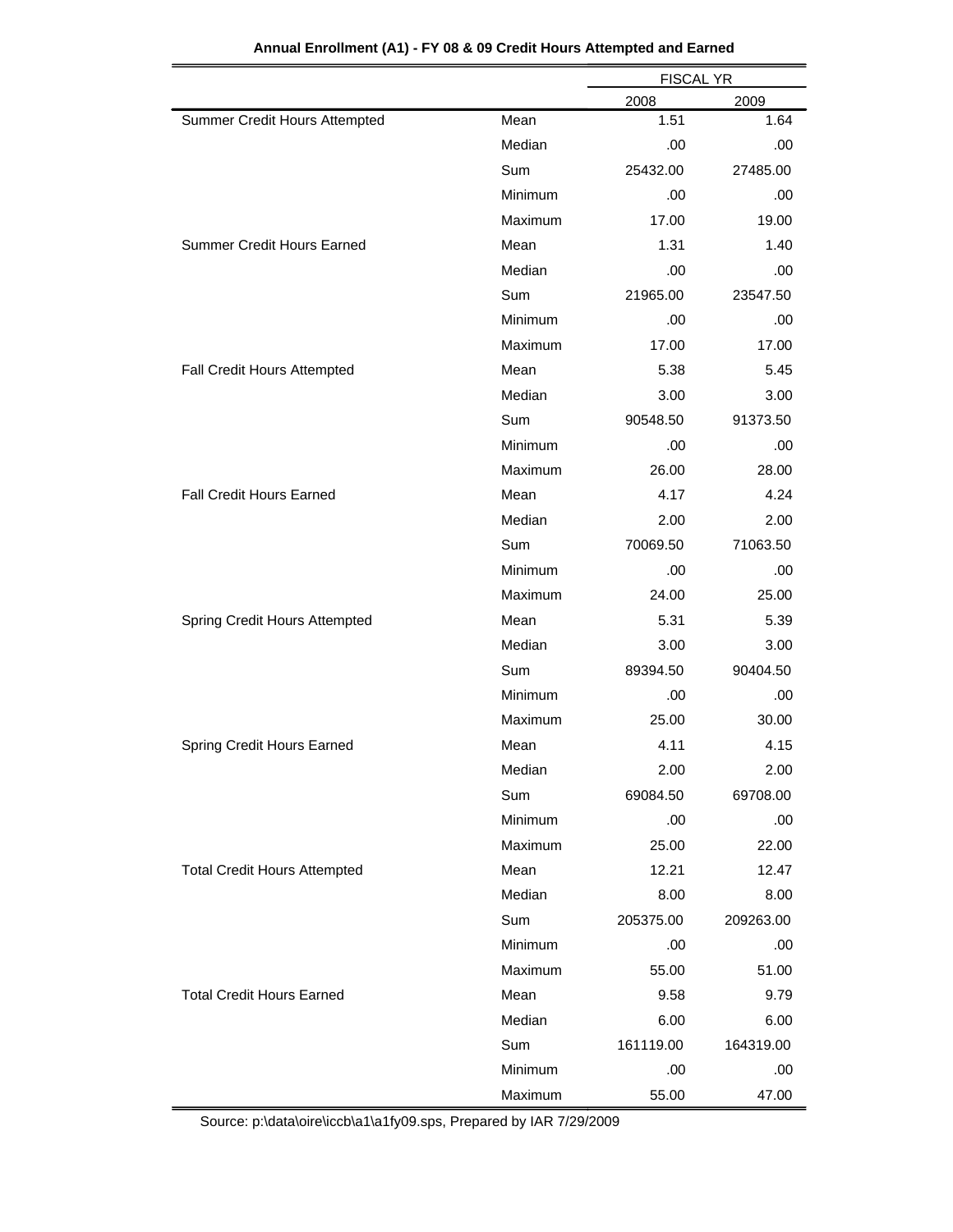**Annual Enrollment (A1) - FY 08 & 09 Credit Hours Attempted and Earned**

| | | FISCAL YR | |
|---|---|---|---|
| | | 2008 | 2009 |
| Summer Credit Hours Attempted | Mean | 1.51 | 1.64 |
| | Median | .00 | .00 |
| | Sum | 25432.00 | 27485.00 |
| | Minimum | .00 | .00 |
| | Maximum | 17.00 | 19.00 |
| Summer Credit Hours Earned | Mean | 1.31 | 1.40 |
| | Median | .00 | .00 |
| | Sum | 21965.00 | 23547.50 |
| | Minimum | .00 | .00 |
| | Maximum | 17.00 | 17.00 |
| Fall Credit Hours Attempted | Mean | 5.38 | 5.45 |
| | Median | 3.00 | 3.00 |
| | Sum | 90548.50 | 91373.50 |
| | Minimum | .00 | .00 |
| | Maximum | 26.00 | 28.00 |
| Fall Credit Hours Earned | Mean | 4.17 | 4.24 |
| | Median | 2.00 | 2.00 |
| | Sum | 70069.50 | 71063.50 |
| | Minimum | .00 | .00 |
| | Maximum | 24.00 | 25.00 |
| Spring Credit Hours Attempted | Mean | 5.31 | 5.39 |
| | Median | 3.00 | 3.00 |
| | Sum | 89394.50 | 90404.50 |
| | Minimum | .00 | .00 |
| | Maximum | 25.00 | 30.00 |
| Spring Credit Hours Earned | Mean | 4.11 | 4.15 |
| | Median | 2.00 | 2.00 |
| | Sum | 69084.50 | 69708.00 |
| | Minimum | .00 | .00 |
| | Maximum | 25.00 | 22.00 |
| Total Credit Hours Attempted | Mean | 12.21 | 12.47 |
| | Median | 8.00 | 8.00 |
| | Sum | 205375.00 | 209263.00 |
| | Minimum | .00 | .00 |
| | Maximum | 55.00 | 51.00 |
| Total Credit Hours Earned | Mean | 9.58 | 9.79 |
| | Median | 6.00 | 6.00 |
| | Sum | 161119.00 | 164319.00 |
| | Minimum | .00 | .00 |
| | Maximum | 55.00 | 47.00 |

Source: p:\data\oire\iccb\a1\a1fy09.sps, Prepared by IAR 7/29/2009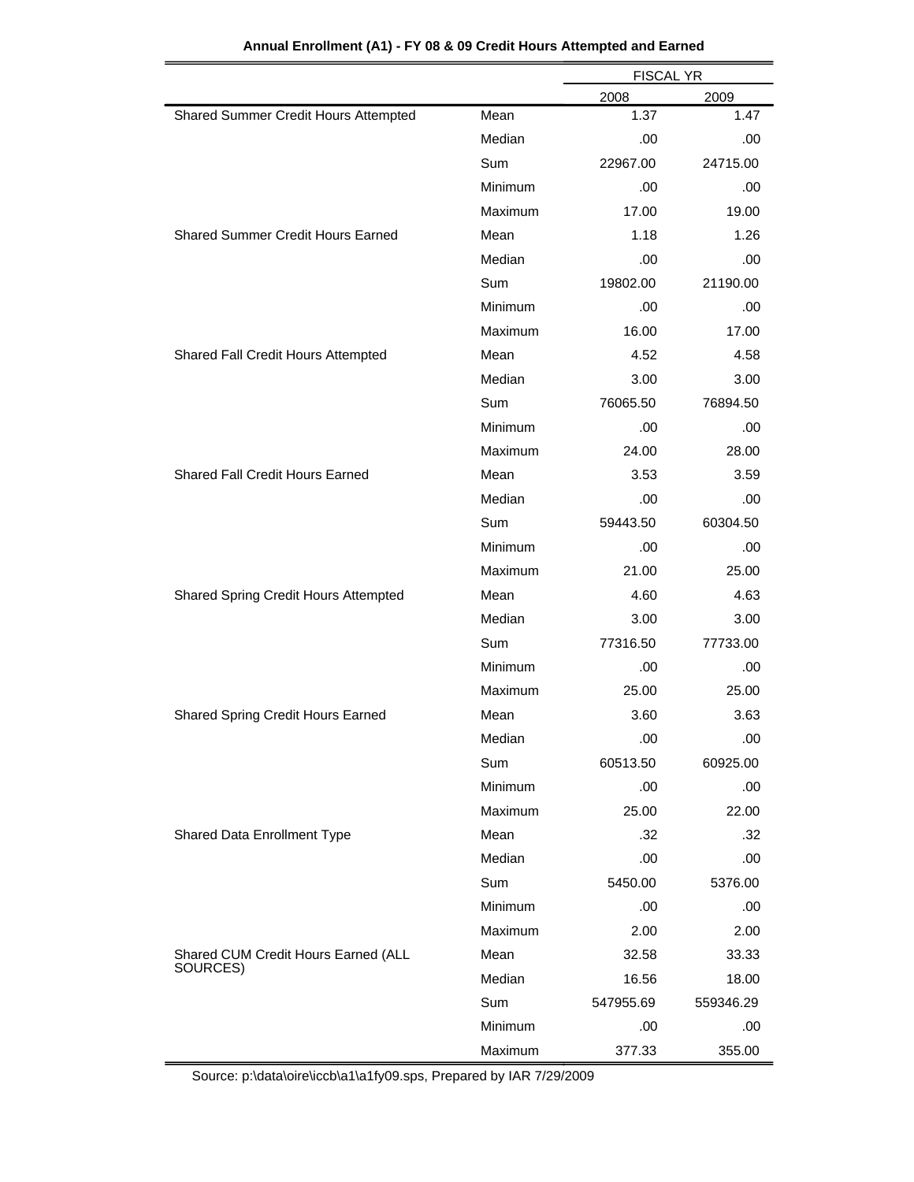**Annual Enrollment (A1) - FY 08 & 09 Credit Hours Attempted and Earned**

| | | FISCAL YR | |
|---|---|---|---|
| | | 2008 | 2009 |
| Shared Summer Credit Hours Attempted | Mean | 1.37 | 1.47 |
| | Median | .00 | .00 |
| | Sum | 22967.00 | 24715.00 |
| | Minimum | .00 | .00 |
| | Maximum | 17.00 | 19.00 |
| Shared Summer Credit Hours Earned | Mean | 1.18 | 1.26 |
| | Median | .00 | .00 |
| | Sum | 19802.00 | 21190.00 |
| | Minimum | .00 | .00 |
| | Maximum | 16.00 | 17.00 |
| Shared Fall Credit Hours Attempted | Mean | 4.52 | 4.58 |
| | Median | 3.00 | 3.00 |
| | Sum | 76065.50 | 76894.50 |
| | Minimum | .00 | .00 |
| | Maximum | 24.00 | 28.00 |
| Shared Fall Credit Hours Earned | Mean | 3.53 | 3.59 |
| | Median | .00 | .00 |
| | Sum | 59443.50 | 60304.50 |
| | Minimum | .00 | .00 |
| | Maximum | 21.00 | 25.00 |
| Shared Spring Credit Hours Attempted | Mean | 4.60 | 4.63 |
| | Median | 3.00 | 3.00 |
| | Sum | 77316.50 | 77733.00 |
| | Minimum | .00 | .00 |
| | Maximum | 25.00 | 25.00 |
| Shared Spring Credit Hours Earned | Mean | 3.60 | 3.63 |
| | Median | .00 | .00 |
| | Sum | 60513.50 | 60925.00 |
| | Minimum | .00 | .00 |
| | Maximum | 25.00 | 22.00 |
| Shared Data Enrollment Type | Mean | .32 | .32 |
| | Median | .00 | .00 |
| | Sum | 5450.00 | 5376.00 |
| | Minimum | .00 | .00 |
| | Maximum | 2.00 | 2.00 |
| Shared CUM Credit Hours Earned (ALL SOURCES) | Mean | 32.58 | 33.33 |
| | Median | 16.56 | 18.00 |
| | Sum | 547955.69 | 559346.29 |
| | Minimum | .00 | .00 |
| | Maximum | 377.33 | 355.00 |

Source: p:\data\oire\iccb\a1\a1fy09.sps, Prepared by IAR 7/29/2009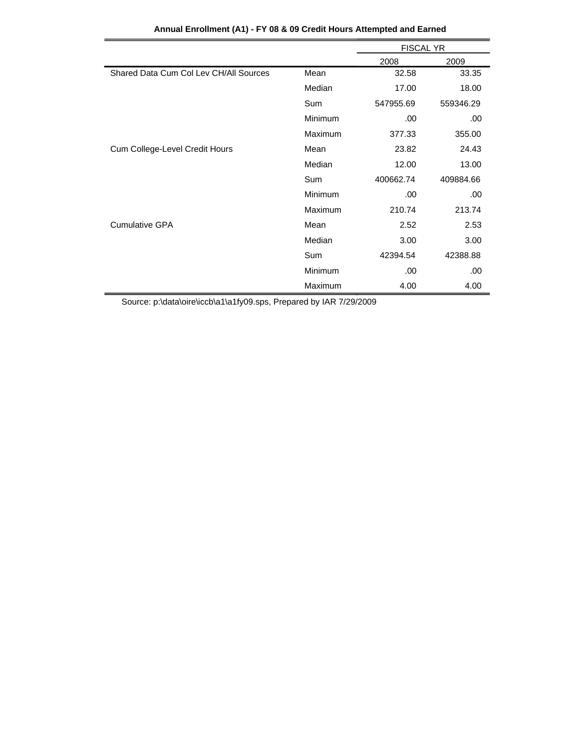**Annual Enrollment (A1) - FY 08 & 09 Credit Hours Attempted and Earned**

| | | FISCAL YR | |
|---|---|---|---|
| | | 2008 | 2009 |
| Shared Data Cum Col Lev CH/All Sources | Mean | 32.58 | 33.35 |
| | Median | 17.00 | 18.00 |
| | Sum | 547955.69 | 559346.29 |
| | Minimum | .00 | .00 |
| | Maximum | 377.33 | 355.00 |
| Cum College-Level Credit Hours | Mean | 23.82 | 24.43 |
| | Median | 12.00 | 13.00 |
| | Sum | 400662.74 | 409884.66 |
| | Minimum | .00 | .00 |
| | Maximum | 210.74 | 213.74 |
| Cumulative GPA | Mean | 2.52 | 2.53 |
| | Median | 3.00 | 3.00 |
| | Sum | 42394.54 | 42388.88 |
| | Minimum | .00 | .00 |
| | Maximum | 4.00 | 4.00 |

Source: p:\data\oire\iccb\a1\a1fy09.sps, Prepared by IAR 7/29/2009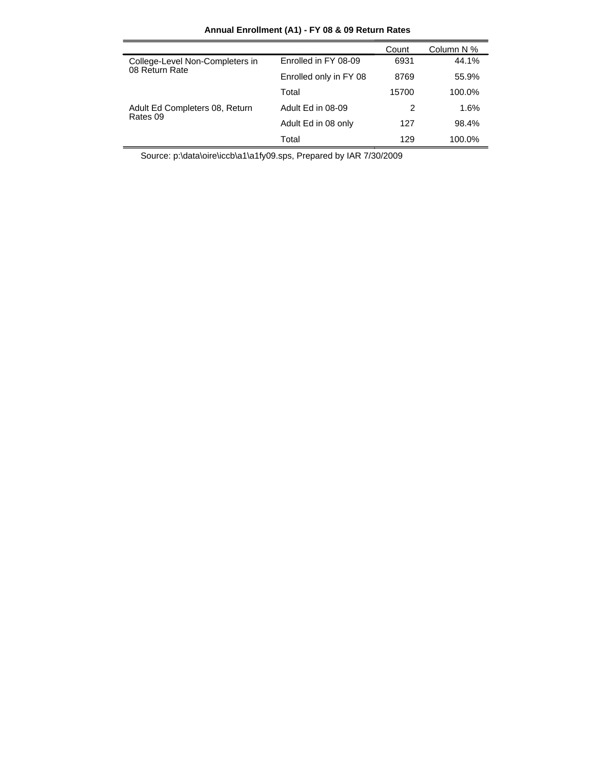**Annual Enrollment (A1) - FY 08 & 09 Return Rates**

| | | Count | Column N % |
|---|---|---|---|
| College-Level Non-Completers in 08 Return Rate | Enrolled in FY 08-09 | 6931 | 44.1% |
| | Enrolled only in FY 08 | 8769 | 55.9% |
| | Total | 15700 | 100.0% |
| Adult Ed Completers 08, Return Rates 09 | Adult Ed in 08-09 | 2 | 1.6% |
| | Adult Ed in 08 only | 127 | 98.4% |
| | Total | 129 | 100.0% |

Source: p:\data\oire\iccb\a1\a1fy09.sps, Prepared by IAR 7/30/2009